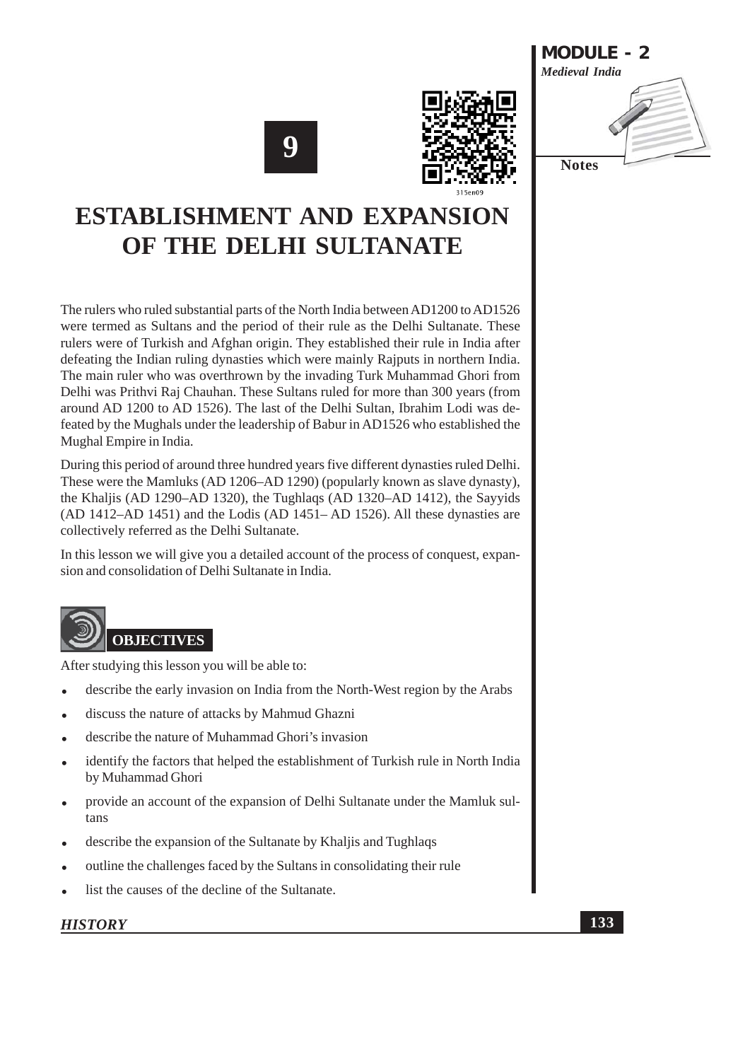# 9

# ESTABLISHMENT AND EXPANSION OF THE DELHI SULTANATE

The rulers who ruled substantial parts of the North India between AD1200 to AD1526 were termed as Sultans and the period of their rule as the Delhi Sultanate. These rulers were of Turkish and Afghan origin. They established their rule in India after defeating the Indian ruling dynasties which were mainly Rajputs in northern India. The main ruler who was overthrown by the invading Turk Muhammad Ghori from Delhi was Prithvi Raj Chauhan. These Sultans ruled for more than 300 years (from around AD 1200 to AD 1526). The last of the Delhi Sultan, Ibrahim Lodi was defeated by the Mughals under the leadership of Babur in AD1526 who established the Mughal Empire in India.

During this period of around three hundred years five different dynasties ruled Delhi. These were the Mamluks (AD 1206–AD 1290) (popularly known as slave dynasty), the Khaljis (AD 1290–AD 1320), the Tughlaqs (AD 1320–AD 1412), the Sayyids (AD 1412–AD 1451) and the Lodis (AD 1451– AD 1526). All these dynasties are collectively referred as the Delhi Sultanate.

In this lesson we will give you a detailed account of the process of conquest, expansion and consolidation of Delhi Sultanate in India.

## OBJECTIVES

After studying this lesson you will be able to:

- describe the early invasion on India from the North-West region by the Arabs
- discuss the nature of attacks by Mahmud Ghazni
- describe the nature of Muhammad Ghori's invasion
- identify the factors that helped the establishment of Turkish rule in North India by Muhammad Ghori
- provide an account of the expansion of Delhi Sultanate under the Mamluk sultans
- describe the expansion of the Sultanate by Khaljis and Tughlaqs
- outline the challenges faced by the Sultans in consolidating their rule
- list the causes of the decline of the Sultanate.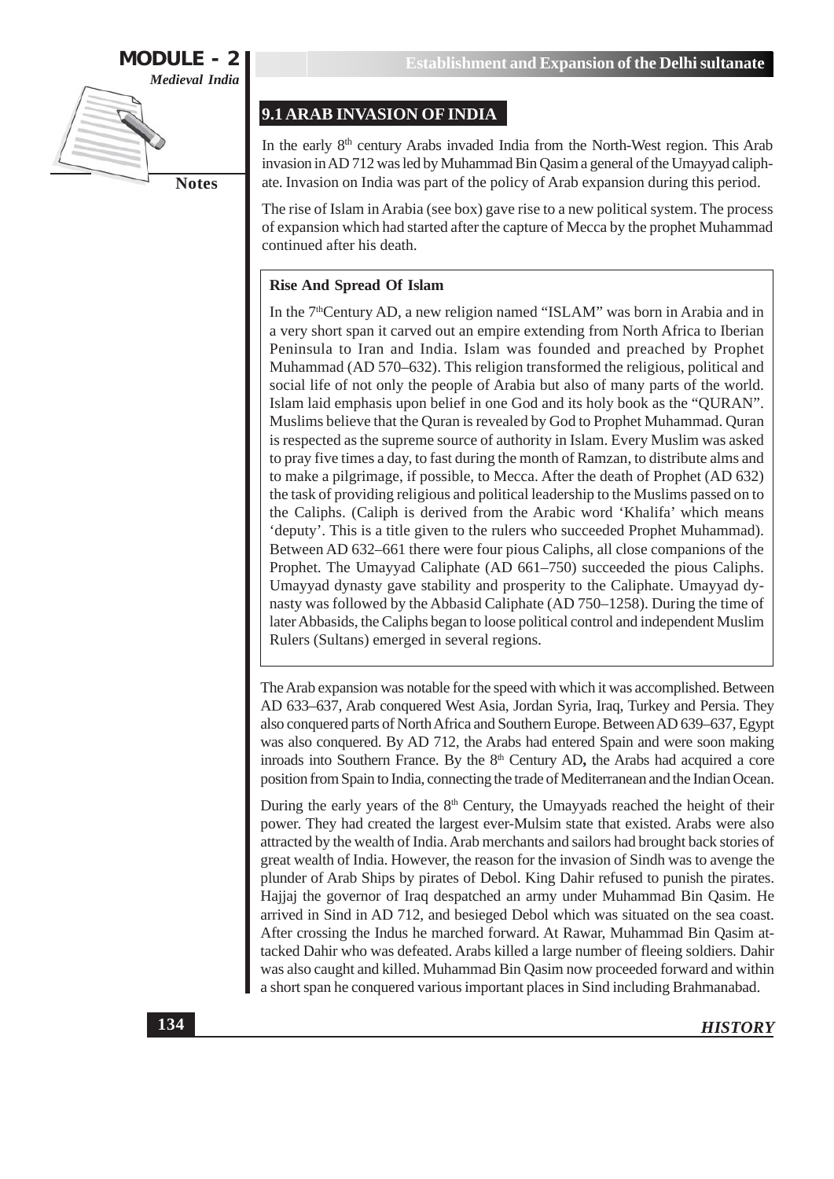## 9.1 ARAB INVASION OF INDIA

In the early 8th century Arabs invaded India from the North-West region. This Arab invasion in AD 712 was led by Muhammad Bin Qasim a general of the Umayyad caliphate. Invasion on India was part of the policy of Arab expansion during this period.

The rise of Islam in Arabia (see box) gave rise to a new political system. The process of expansion which had started after the capture of Mecca by the prophet Muhammad continued after his death.

> **Rise And Spread Of Islam**
>
> In the 7th Century AD, a new religion named "ISLAM" was born in Arabia and in a very short span it carved out an empire extending from North Africa to Iberian Peninsula to Iran and India. Islam was founded and preached by Prophet Muhammad (AD 570–632). This religion transformed the religious, political and social life of not only the people of Arabia but also of many parts of the world. Islam laid emphasis upon belief in one God and its holy book as the "QURAN". Muslims believe that the Quran is revealed by God to Prophet Muhammad. Quran is respected as the supreme source of authority in Islam. Every Muslim was asked to pray five times a day, to fast during the month of Ramzan, to distribute alms and to make a pilgrimage, if possible, to Mecca. After the death of Prophet (AD 632) the task of providing religious and political leadership to the Muslims passed on to the Caliphs. (Caliph is derived from the Arabic word 'Khalifa' which means 'deputy'. This is a title given to the rulers who succeeded Prophet Muhammad). Between AD 632–661 there were four pious Caliphs, all close companions of the Prophet. The Umayyad Caliphate (AD 661–750) succeeded the pious Caliphs. Umayyad dynasty gave stability and prosperity to the Caliphate. Umayyad dynasty was followed by the Abbasid Caliphate (AD 750–1258). During the time of later Abbasids, the Caliphs began to loose political control and independent Muslim Rulers (Sultans) emerged in several regions.

The Arab expansion was notable for the speed with which it was accomplished. Between AD 633–637, Arab conquered West Asia, Jordan Syria, Iraq, Turkey and Persia. They also conquered parts of North Africa and Southern Europe. Between AD 639–637, Egypt was also conquered. By AD 712, the Arabs had entered Spain and were soon making inroads into Southern France. By the 8th Century AD**,** the Arabs had acquired a core position from Spain to India, connecting the trade of Mediterranean and the Indian Ocean.

During the early years of the 8th Century, the Umayyads reached the height of their power. They had created the largest ever-Mulsim state that existed. Arabs were also attracted by the wealth of India. Arab merchants and sailors had brought back stories of great wealth of India. However, the reason for the invasion of Sindh was to avenge the plunder of Arab Ships by pirates of Debol. King Dahir refused to punish the pirates. Hajjaj the governor of Iraq despatched an army under Muhammad Bin Qasim. He arrived in Sind in AD 712, and besieged Debol which was situated on the sea coast. After crossing the Indus he marched forward. At Rawar, Muhammad Bin Qasim attacked Dahir who was defeated. Arabs killed a large number of fleeing soldiers. Dahir was also caught and killed. Muhammad Bin Qasim now proceeded forward and within a short span he conquered various important places in Sind including Brahmanabad.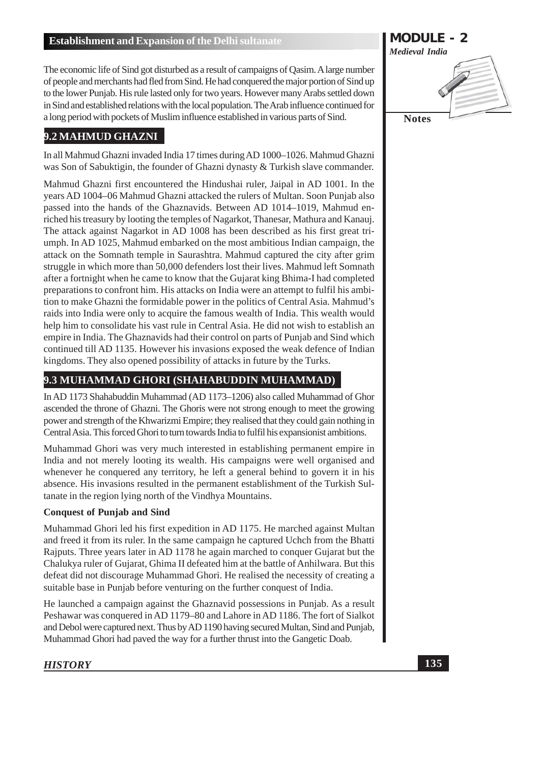The economic life of Sind got disturbed as a result of campaigns of Qasim. A large number of people and merchants had fled from Sind. He had conquered the major portion of Sind up to the lower Punjab. His rule lasted only for two years. However many Arabs settled down in Sind and established relations with the local population. The Arab influence continued for a long period with pockets of Muslim influence established in various parts of Sind.

## 9.2 MAHMUD GHAZNI

In all Mahmud Ghazni invaded India 17 times during AD 1000–1026. Mahmud Ghazni was Son of Sabuktigin, the founder of Ghazni dynasty & Turkish slave commander.

Mahmud Ghazni first encountered the Hindushai ruler, Jaipal in AD 1001. In the years AD 1004–06 Mahmud Ghazni attacked the rulers of Multan. Soon Punjab also passed into the hands of the Ghaznavids. Between AD 1014–1019, Mahmud enriched his treasury by looting the temples of Nagarkot, Thanesar, Mathura and Kanauj. The attack against Nagarkot in AD 1008 has been described as his first great triumph. In AD 1025, Mahmud embarked on the most ambitious Indian campaign, the attack on the Somnath temple in Saurashtra. Mahmud captured the city after grim struggle in which more than 50,000 defenders lost their lives. Mahmud left Somnath after a fortnight when he came to know that the Gujarat king Bhima-I had completed preparations to confront him. His attacks on India were an attempt to fulfil his ambition to make Ghazni the formidable power in the politics of Central Asia. Mahmud's raids into India were only to acquire the famous wealth of India. This wealth would help him to consolidate his vast rule in Central Asia. He did not wish to establish an empire in India. The Ghaznavids had their control on parts of Punjab and Sind which continued till AD 1135. However his invasions exposed the weak defence of Indian kingdoms. They also opened possibility of attacks in future by the Turks.

## 9.3 MUHAMMAD GHORI (SHAHABUDDIN MUHAMMAD)

In AD 1173 Shahabuddin Muhammad (AD 1173–1206) also called Muhammad of Ghor ascended the throne of Ghazni. The Ghoris were not strong enough to meet the growing power and strength of the Khwarizmi Empire; they realised that they could gain nothing in Central Asia. This forced Ghori to turn towards India to fulfil his expansionist ambitions.

Muhammad Ghori was very much interested in establishing permanent empire in India and not merely looting its wealth. His campaigns were well organised and whenever he conquered any territory, he left a general behind to govern it in his absence. His invasions resulted in the permanent establishment of the Turkish Sultanate in the region lying north of the Vindhya Mountains.

**Conquest of Punjab and Sind**

Muhammad Ghori led his first expedition in AD 1175. He marched against Multan and freed it from its ruler. In the same campaign he captured Uchch from the Bhatti Rajputs. Three years later in AD 1178 he again marched to conquer Gujarat but the Chalukya ruler of Gujarat, Ghima II defeated him at the battle of Anhilwara. But this defeat did not discourage Muhammad Ghori. He realised the necessity of creating a suitable base in Punjab before venturing on the further conquest of India.

He launched a campaign against the Ghaznavid possessions in Punjab. As a result Peshawar was conquered in AD 1179–80 and Lahore in AD 1186. The fort of Sialkot and Debol were captured next. Thus by AD 1190 having secured Multan, Sind and Punjab, Muhammad Ghori had paved the way for a further thrust into the Gangetic Doab.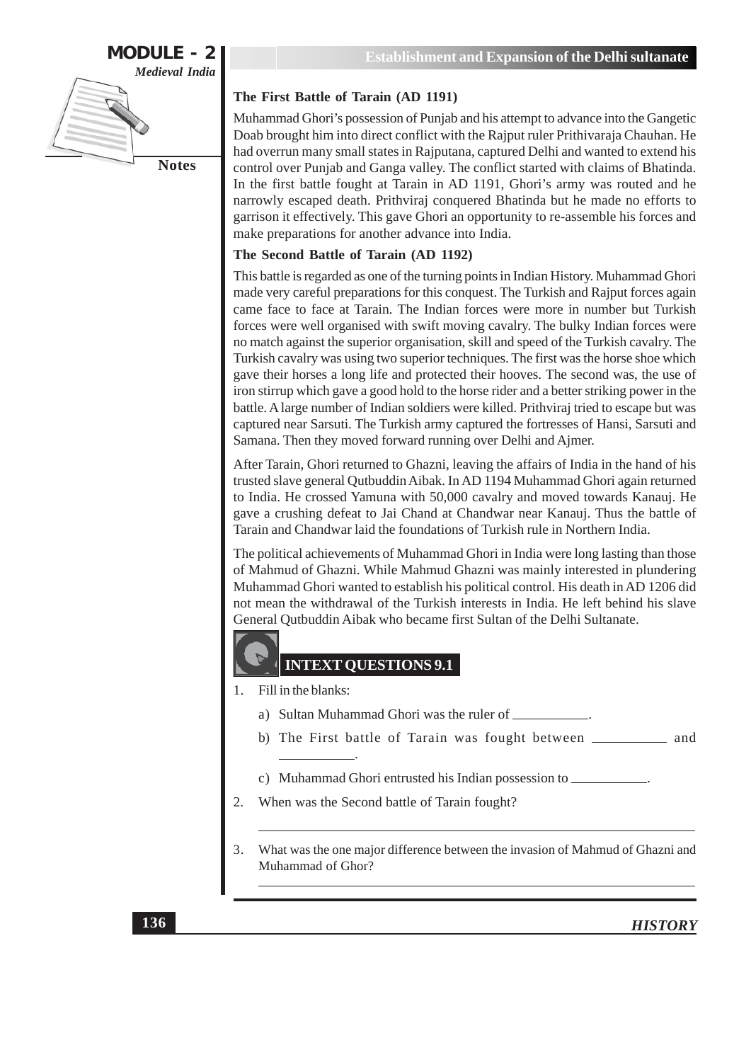### The First Battle of Tarain (AD 1191)

Muhammad Ghori's possession of Punjab and his attempt to advance into the Gangetic Doab brought him into direct conflict with the Rajput ruler Prithivaraja Chauhan. He had overrun many small states in Rajputana, captured Delhi and wanted to extend his control over Punjab and Ganga valley. The conflict started with claims of Bhatinda. In the first battle fought at Tarain in AD 1191, Ghori's army was routed and he narrowly escaped death. Prithviraj conquered Bhatinda but he made no efforts to garrison it effectively. This gave Ghori an opportunity to re-assemble his forces and make preparations for another advance into India.

### The Second Battle of Tarain (AD 1192)

This battle is regarded as one of the turning points in Indian History. Muhammad Ghori made very careful preparations for this conquest. The Turkish and Rajput forces again came face to face at Tarain. The Indian forces were more in number but Turkish forces were well organised with swift moving cavalry. The bulky Indian forces were no match against the superior organisation, skill and speed of the Turkish cavalry. The Turkish cavalry was using two superior techniques. The first was the horse shoe which gave their horses a long life and protected their hooves. The second was, the use of iron stirrup which gave a good hold to the horse rider and a better striking power in the battle. A large number of Indian soldiers were killed. Prithviraj tried to escape but was captured near Sarsuti. The Turkish army captured the fortresses of Hansi, Sarsuti and Samana. Then they moved forward running over Delhi and Ajmer.

After Tarain, Ghori returned to Ghazni, leaving the affairs of India in the hand of his trusted slave general Qutbuddin Aibak. In AD 1194 Muhammad Ghori again returned to India. He crossed Yamuna with 50,000 cavalry and moved towards Kanauj. He gave a crushing defeat to Jai Chand at Chandwar near Kanauj. Thus the battle of Tarain and Chandwar laid the foundations of Turkish rule in Northern India.

The political achievements of Muhammad Ghori in India were long lasting than those of Mahmud of Ghazni. While Mahmud Ghazni was mainly interested in plundering Muhammad Ghori wanted to establish his political control. His death in AD 1206 did not mean the withdrawal of the Turkish interests in India. He left behind his slave General Qutbuddin Aibak who became first Sultan of the Delhi Sultanate.

## INTEXT QUESTIONS 9.1

1. Fill in the blanks:
   a) Sultan Muhammad Ghori was the ruler of ___________.
   b) The First battle of Tarain was fought between ___________ and ___________.
   c) Muhammad Ghori entrusted his Indian possession to ___________.
2. When was the Second battle of Tarain fought?

   ______________________________________________________________

3. What was the one major difference between the invasion of Mahmud of Ghazni and Muhammad of Ghor?

   ______________________________________________________________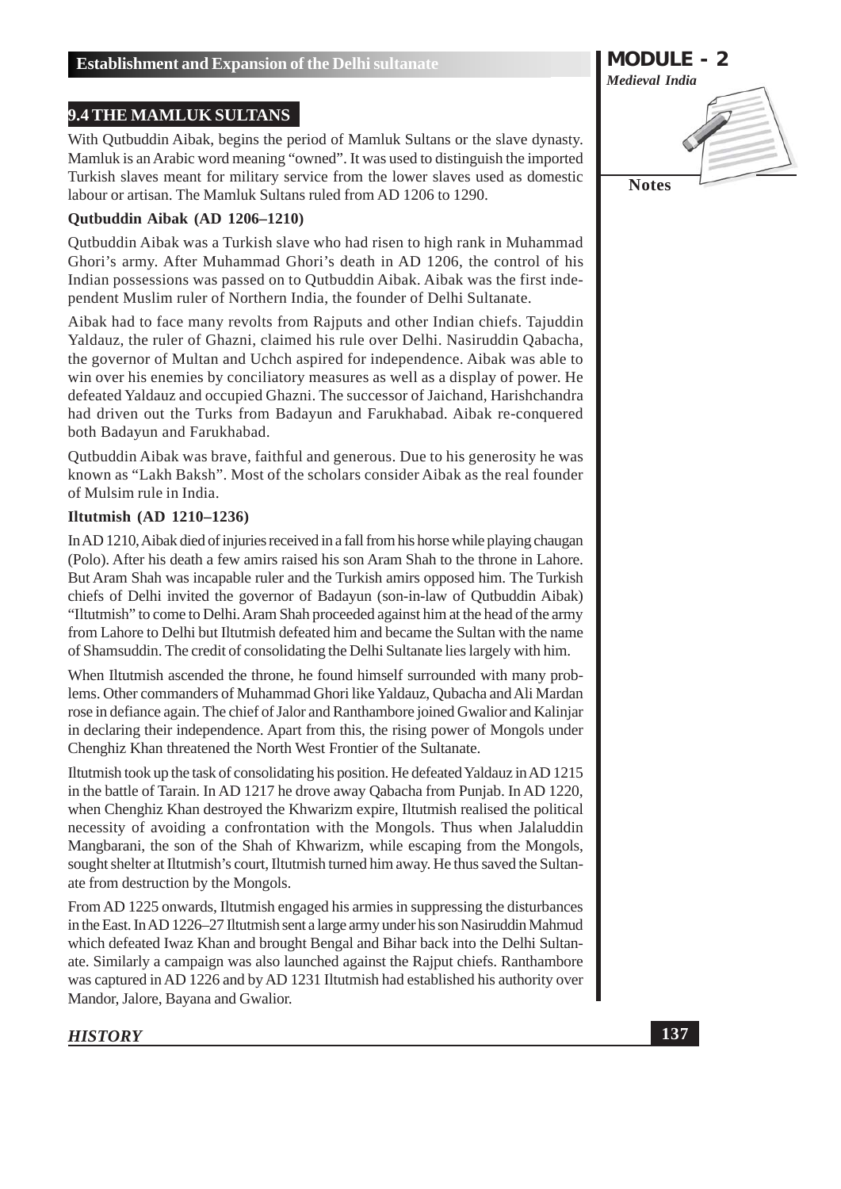## 9.4 THE MAMLUK SULTANS

With Qutbuddin Aibak, begins the period of Mamluk Sultans or the slave dynasty. Mamluk is an Arabic word meaning "owned". It was used to distinguish the imported Turkish slaves meant for military service from the lower slaves used as domestic labour or artisan. The Mamluk Sultans ruled from AD 1206 to 1290.

### Qutbuddin Aibak (AD 1206–1210)

Qutbuddin Aibak was a Turkish slave who had risen to high rank in Muhammad Ghori's army. After Muhammad Ghori's death in AD 1206, the control of his Indian possessions was passed on to Qutbuddin Aibak. Aibak was the first independent Muslim ruler of Northern India, the founder of Delhi Sultanate.

Aibak had to face many revolts from Rajputs and other Indian chiefs. Tajuddin Yaldauz, the ruler of Ghazni, claimed his rule over Delhi. Nasiruddin Qabacha, the governor of Multan and Uchch aspired for independence. Aibak was able to win over his enemies by conciliatory measures as well as a display of power. He defeated Yaldauz and occupied Ghazni. The successor of Jaichand, Harishchandra had driven out the Turks from Badayun and Farukhabad. Aibak re-conquered both Badayun and Farukhabad.

Qutbuddin Aibak was brave, faithful and generous. Due to his generosity he was known as "Lakh Baksh". Most of the scholars consider Aibak as the real founder of Mulsim rule in India.

### Iltutmish (AD 1210–1236)

In AD 1210, Aibak died of injuries received in a fall from his horse while playing chaugan (Polo). After his death a few amirs raised his son Aram Shah to the throne in Lahore. But Aram Shah was incapable ruler and the Turkish amirs opposed him. The Turkish chiefs of Delhi invited the governor of Badayun (son-in-law of Qutbuddin Aibak) "Iltutmish" to come to Delhi. Aram Shah proceeded against him at the head of the army from Lahore to Delhi but Iltutmish defeated him and became the Sultan with the name of Shamsuddin. The credit of consolidating the Delhi Sultanate lies largely with him.

When Iltutmish ascended the throne, he found himself surrounded with many problems. Other commanders of Muhammad Ghori like Yaldauz, Qubacha and Ali Mardan rose in defiance again. The chief of Jalor and Ranthambore joined Gwalior and Kalinjar in declaring their independence. Apart from this, the rising power of Mongols under Chenghiz Khan threatened the North West Frontier of the Sultanate.

Iltutmish took up the task of consolidating his position. He defeated Yaldauz in AD 1215 in the battle of Tarain. In AD 1217 he drove away Qabacha from Punjab. In AD 1220, when Chenghiz Khan destroyed the Khwarizm expire, Iltutmish realised the political necessity of avoiding a confrontation with the Mongols. Thus when Jalaluddin Mangbarani, the son of the Shah of Khwarizm, while escaping from the Mongols, sought shelter at Iltutmish's court, Iltutmish turned him away. He thus saved the Sultanate from destruction by the Mongols.

From AD 1225 onwards, Iltutmish engaged his armies in suppressing the disturbances in the East. In AD 1226–27 Iltutmish sent a large army under his son Nasiruddin Mahmud which defeated Iwaz Khan and brought Bengal and Bihar back into the Delhi Sultanate. Similarly a campaign was also launched against the Rajput chiefs. Ranthambore was captured in AD 1226 and by AD 1231 Iltutmish had established his authority over Mandor, Jalore, Bayana and Gwalior.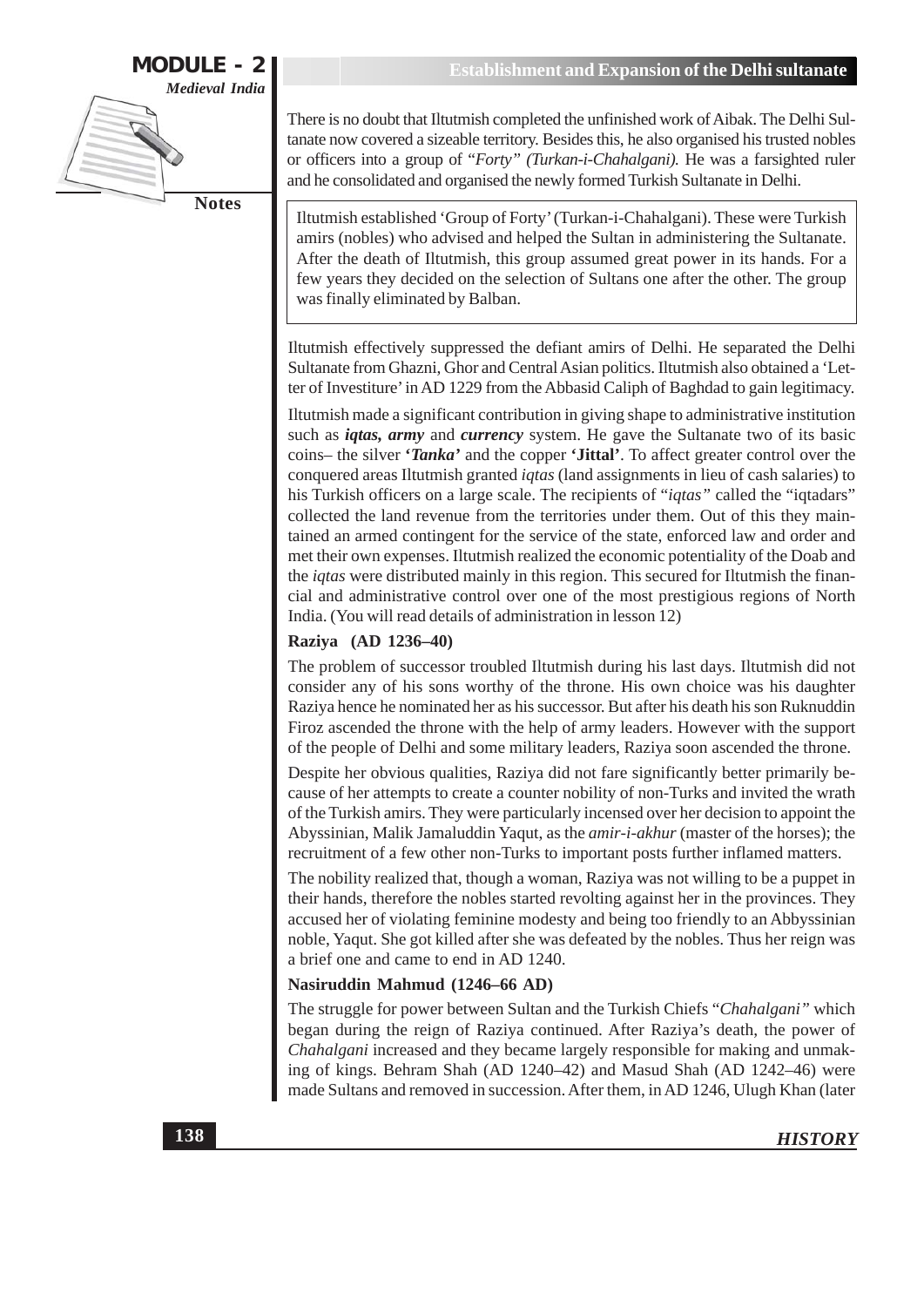There is no doubt that Iltutmish completed the unfinished work of Aibak. The Delhi Sultanate now covered a sizeable territory. Besides this, he also organised his trusted nobles or officers into a group of "*Forty*" *(Turkan-i-Chahalgani).* He was a farsighted ruler and he consolidated and organised the newly formed Turkish Sultanate in Delhi.

> Iltutmish established 'Group of Forty' (Turkan-i-Chahalgani). These were Turkish amirs (nobles) who advised and helped the Sultan in administering the Sultanate. After the death of Iltutmish, this group assumed great power in its hands. For a few years they decided on the selection of Sultans one after the other. The group was finally eliminated by Balban.

Iltutmish effectively suppressed the defiant amirs of Delhi. He separated the Delhi Sultanate from Ghazni, Ghor and Central Asian politics. Iltutmish also obtained a 'Letter of Investiture' in AD 1229 from the Abbasid Caliph of Baghdad to gain legitimacy.

Iltutmish made a significant contribution in giving shape to administrative institution such as ***iqtas, army*** and ***currency*** system. He gave the Sultanate two of its basic coins– the silver **'*Tanka*'** and the copper **'Jittal'**. To affect greater control over the conquered areas Iltutmish granted *iqtas* (land assignments in lieu of cash salaries) to his Turkish officers on a large scale. The recipients of "*iqtas*" called the "iqtadars" collected the land revenue from the territories under them. Out of this they maintained an armed contingent for the service of the state, enforced law and order and met their own expenses. Iltutmish realized the economic potentiality of the Doab and the *iqtas* were distributed mainly in this region. This secured for Iltutmish the financial and administrative control over one of the most prestigious regions of North India. (You will read details of administration in lesson 12)

### Raziya (AD 1236–40)

The problem of successor troubled Iltutmish during his last days. Iltutmish did not consider any of his sons worthy of the throne. His own choice was his daughter Raziya hence he nominated her as his successor. But after his death his son Ruknuddin Firoz ascended the throne with the help of army leaders. However with the support of the people of Delhi and some military leaders, Raziya soon ascended the throne.

Despite her obvious qualities, Raziya did not fare significantly better primarily because of her attempts to create a counter nobility of non-Turks and invited the wrath of the Turkish amirs. They were particularly incensed over her decision to appoint the Abyssinian, Malik Jamaluddin Yaqut, as the *amir-i-akhur* (master of the horses); the recruitment of a few other non-Turks to important posts further inflamed matters.

The nobility realized that, though a woman, Raziya was not willing to be a puppet in their hands, therefore the nobles started revolting against her in the provinces. They accused her of violating feminine modesty and being too friendly to an Abyssinian noble, Yaqut. She got killed after she was defeated by the nobles. Thus her reign was a brief one and came to end in AD 1240.

### Nasiruddin Mahmud (1246–66 AD)

The struggle for power between Sultan and the Turkish Chiefs "*Chahalgani*" which began during the reign of Raziya continued. After Raziya's death, the power of *Chahalgani* increased and they became largely responsible for making and unmaking of kings. Behram Shah (AD 1240–42) and Masud Shah (AD 1242–46) were made Sultans and removed in succession. After them, in AD 1246, Ulugh Khan (later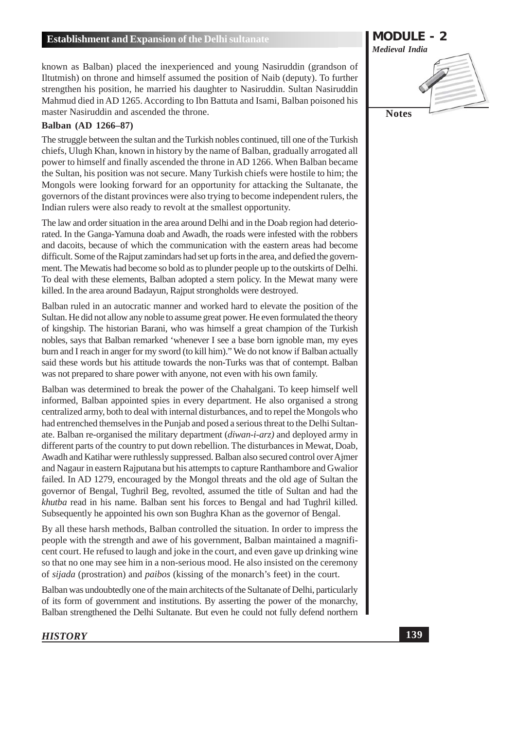known as Balban) placed the inexperienced and young Nasiruddin (grandson of Iltutmish) on throne and himself assumed the position of Naib (deputy). To further strengthen his position, he married his daughter to Nasiruddin. Sultan Nasiruddin Mahmud died in AD 1265. According to Ibn Battuta and Isami, Balban poisoned his master Nasiruddin and ascended the throne.

**Balban (AD 1266–87)**

The struggle between the sultan and the Turkish nobles continued, till one of the Turkish chiefs, Ulugh Khan, known in history by the name of Balban, gradually arrogated all power to himself and finally ascended the throne in AD 1266. When Balban became the Sultan, his position was not secure. Many Turkish chiefs were hostile to him; the Mongols were looking forward for an opportunity for attacking the Sultanate, the governors of the distant provinces were also trying to become independent rulers, the Indian rulers were also ready to revolt at the smallest opportunity.

The law and order situation in the area around Delhi and in the Doab region had deteriorated. In the Ganga-Yamuna doab and Awadh, the roads were infested with the robbers and dacoits, because of which the communication with the eastern areas had become difficult. Some of the Rajput zamindars had set up forts in the area, and defied the government. The Mewatis had become so bold as to plunder people up to the outskirts of Delhi. To deal with these elements, Balban adopted a stern policy. In the Mewat many were killed. In the area around Badayun, Rajput strongholds were destroyed.

Balban ruled in an autocratic manner and worked hard to elevate the position of the Sultan. He did not allow any noble to assume great power. He even formulated the theory of kingship. The historian Barani, who was himself a great champion of the Turkish nobles, says that Balban remarked 'whenever I see a base born ignoble man, my eyes burn and I reach in anger for my sword (to kill him)." We do not know if Balban actually said these words but his attitude towards the non-Turks was that of contempt. Balban was not prepared to share power with anyone, not even with his own family.

Balban was determined to break the power of the Chahalgani. To keep himself well informed, Balban appointed spies in every department. He also organised a strong centralized army, both to deal with internal disturbances, and to repel the Mongols who had entrenched themselves in the Punjab and posed a serious threat to the Delhi Sultanate. Balban re-organised the military department (*diwan-i-arz)* and deployed army in different parts of the country to put down rebellion. The disturbances in Mewat, Doab, Awadh and Katihar were ruthlessly suppressed. Balban also secured control over Ajmer and Nagaur in eastern Rajputana but his attempts to capture Ranthambore and Gwalior failed. In AD 1279, encouraged by the Mongol threats and the old age of Sultan the governor of Bengal, Tughril Beg, revolted, assumed the title of Sultan and had the *khutba* read in his name. Balban sent his forces to Bengal and had Tughril killed. Subsequently he appointed his own son Bughra Khan as the governor of Bengal.

By all these harsh methods, Balban controlled the situation. In order to impress the people with the strength and awe of his government, Balban maintained a magnificent court. He refused to laugh and joke in the court, and even gave up drinking wine so that no one may see him in a non-serious mood. He also insisted on the ceremony of *sijada* (prostration) and *paibos* (kissing of the monarch's feet) in the court.

Balban was undoubtedly one of the main architects of the Sultanate of Delhi, particularly of its form of government and institutions. By asserting the power of the monarchy, Balban strengthened the Delhi Sultanate. But even he could not fully defend northern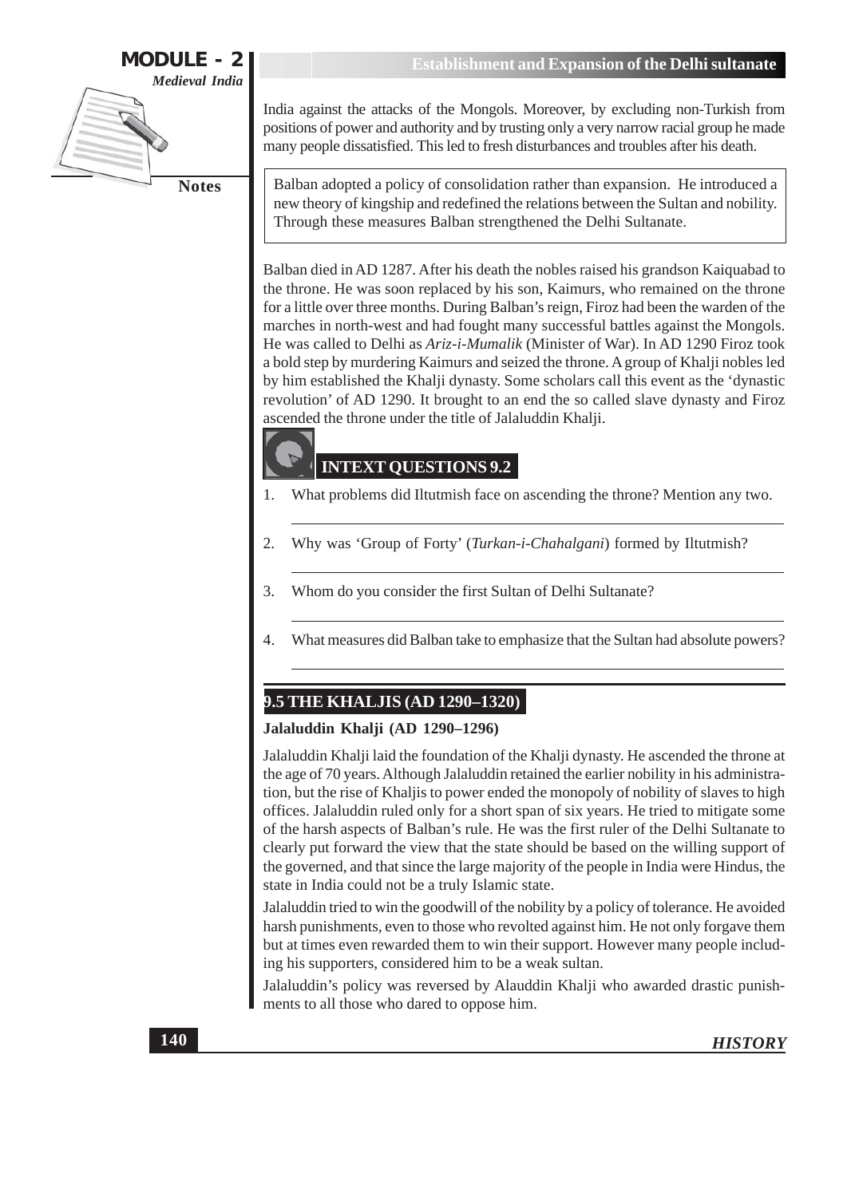India against the attacks of the Mongols. Moreover, by excluding non-Turkish from positions of power and authority and by trusting only a very narrow racial group he made many people dissatisfied. This led to fresh disturbances and troubles after his death.

> Balban adopted a policy of consolidation rather than expansion. He introduced a new theory of kingship and redefined the relations between the Sultan and nobility. Through these measures Balban strengthened the Delhi Sultanate.

Balban died in AD 1287. After his death the nobles raised his grandson Kaiquabad to the throne. He was soon replaced by his son, Kaimurs, who remained on the throne for a little over three months. During Balban's reign, Firoz had been the warden of the marches in north-west and had fought many successful battles against the Mongols. He was called to Delhi as *Ariz-i-Mumalik* (Minister of War). In AD 1290 Firoz took a bold step by murdering Kaimurs and seized the throne. A group of Khalji nobles led by him established the Khalji dynasty. Some scholars call this event as the 'dynastic revolution' of AD 1290. It brought to an end the so called slave dynasty and Firoz ascended the throne under the title of Jalaluddin Khalji.

### INTEXT QUESTIONS 9.2

1. What problems did Iltutmish face on ascending the throne? Mention any two.
2. Why was 'Group of Forty' (*Turkan-i-Chahalgani*) formed by Iltutmish?
3. Whom do you consider the first Sultan of Delhi Sultanate?
4. What measures did Balban take to emphasize that the Sultan had absolute powers?

## 9.5 THE KHALJIS (AD 1290–1320)

### Jalaluddin Khalji (AD 1290–1296)

Jalaluddin Khalji laid the foundation of the Khalji dynasty. He ascended the throne at the age of 70 years. Although Jalaluddin retained the earlier nobility in his administration, but the rise of Khaljis to power ended the monopoly of nobility of slaves to high offices. Jalaluddin ruled only for a short span of six years. He tried to mitigate some of the harsh aspects of Balban's rule. He was the first ruler of the Delhi Sultanate to clearly put forward the view that the state should be based on the willing support of the governed, and that since the large majority of the people in India were Hindus, the state in India could not be a truly Islamic state.

Jalaluddin tried to win the goodwill of the nobility by a policy of tolerance. He avoided harsh punishments, even to those who revolted against him. He not only forgave them but at times even rewarded them to win their support. However many people including his supporters, considered him to be a weak sultan.

Jalaluddin's policy was reversed by Alauddin Khalji who awarded drastic punishments to all those who dared to oppose him.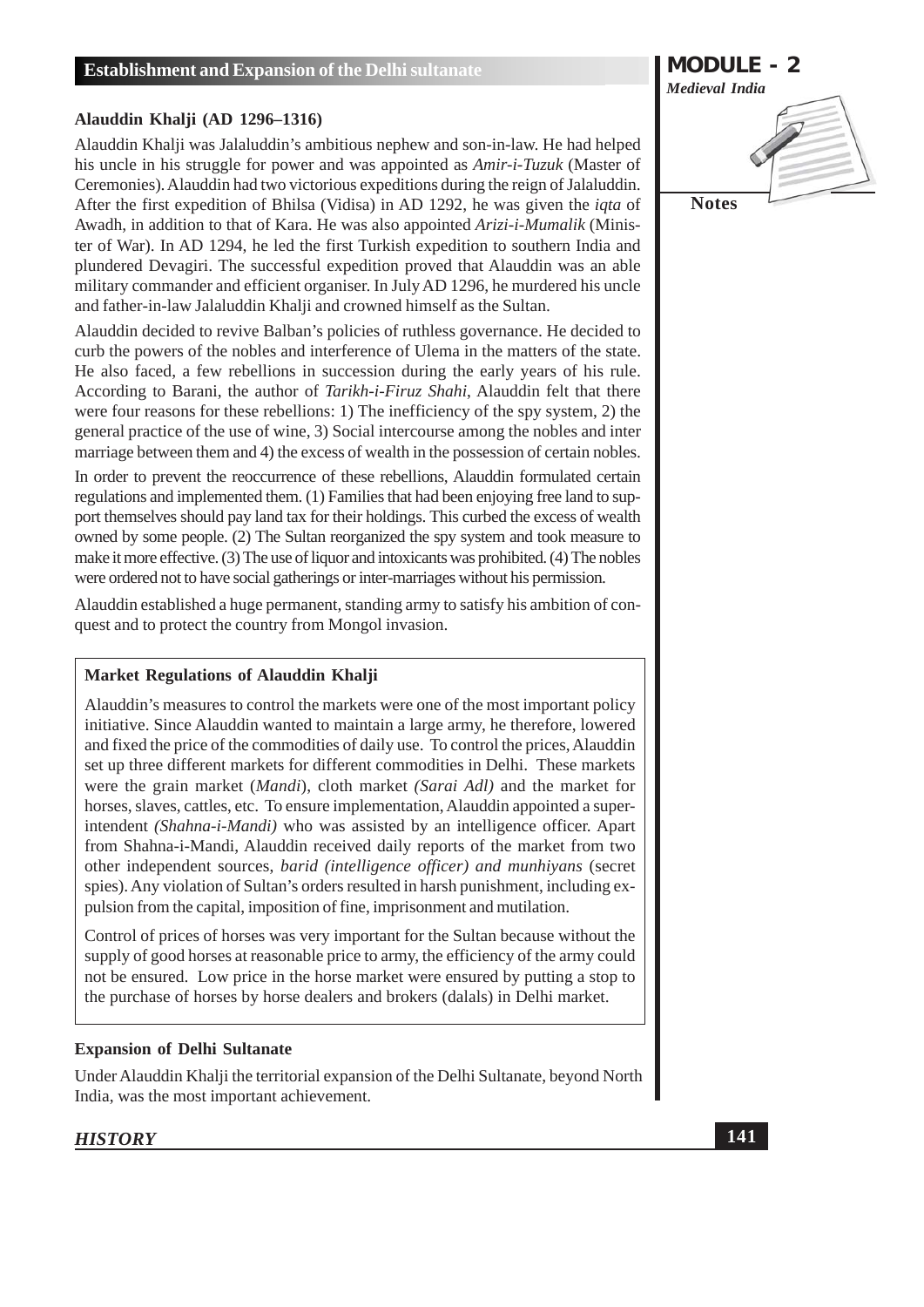### Alauddin Khalji (AD 1296–1316)

Alauddin Khalji was Jalaluddin's ambitious nephew and son-in-law. He had helped his uncle in his struggle for power and was appointed as *Amir-i-Tuzuk* (Master of Ceremonies). Alauddin had two victorious expeditions during the reign of Jalaluddin. After the first expedition of Bhilsa (Vidisa) in AD 1292, he was given the *iqta* of Awadh, in addition to that of Kara. He was also appointed *Arizi-i-Mumalik* (Minister of War). In AD 1294, he led the first Turkish expedition to southern India and plundered Devagiri. The successful expedition proved that Alauddin was an able military commander and efficient organiser. In July AD 1296, he murdered his uncle and father-in-law Jalaluddin Khalji and crowned himself as the Sultan.

Alauddin decided to revive Balban's policies of ruthless governance. He decided to curb the powers of the nobles and interference of Ulema in the matters of the state. He also faced, a few rebellions in succession during the early years of his rule. According to Barani, the author of *Tarikh-i-Firuz Shahi*, Alauddin felt that there were four reasons for these rebellions: 1) The inefficiency of the spy system, 2) the general practice of the use of wine, 3) Social intercourse among the nobles and inter marriage between them and 4) the excess of wealth in the possession of certain nobles.

In order to prevent the reoccurrence of these rebellions, Alauddin formulated certain regulations and implemented them. (1) Families that had been enjoying free land to support themselves should pay land tax for their holdings. This curbed the excess of wealth owned by some people. (2) The Sultan reorganized the spy system and took measure to make it more effective. (3) The use of liquor and intoxicants was prohibited. (4) The nobles were ordered not to have social gatherings or inter-marriages without his permission.

Alauddin established a huge permanent, standing army to satisfy his ambition of conquest and to protect the country from Mongol invasion.

#### Market Regulations of Alauddin Khalji

Alauddin's measures to control the markets were one of the most important policy initiative. Since Alauddin wanted to maintain a large army, he therefore, lowered and fixed the price of the commodities of daily use. To control the prices, Alauddin set up three different markets for different commodities in Delhi. These markets were the grain market (*Mandi*), cloth market *(Sarai Adl)* and the market for horses, slaves, cattles, etc. To ensure implementation, Alauddin appointed a superintendent *(Shahna-i-Mandi)* who was assisted by an intelligence officer. Apart from Shahna-i-Mandi, Alauddin received daily reports of the market from two other independent sources, *barid (intelligence officer) and munhiyans* (secret spies). Any violation of Sultan's orders resulted in harsh punishment, including expulsion from the capital, imposition of fine, imprisonment and mutilation.

Control of prices of horses was very important for the Sultan because without the supply of good horses at reasonable price to army, the efficiency of the army could not be ensured. Low price in the horse market were ensured by putting a stop to the purchase of horses by horse dealers and brokers (dalals) in Delhi market.

### Expansion of Delhi Sultanate

Under Alauddin Khalji the territorial expansion of the Delhi Sultanate, beyond North India, was the most important achievement.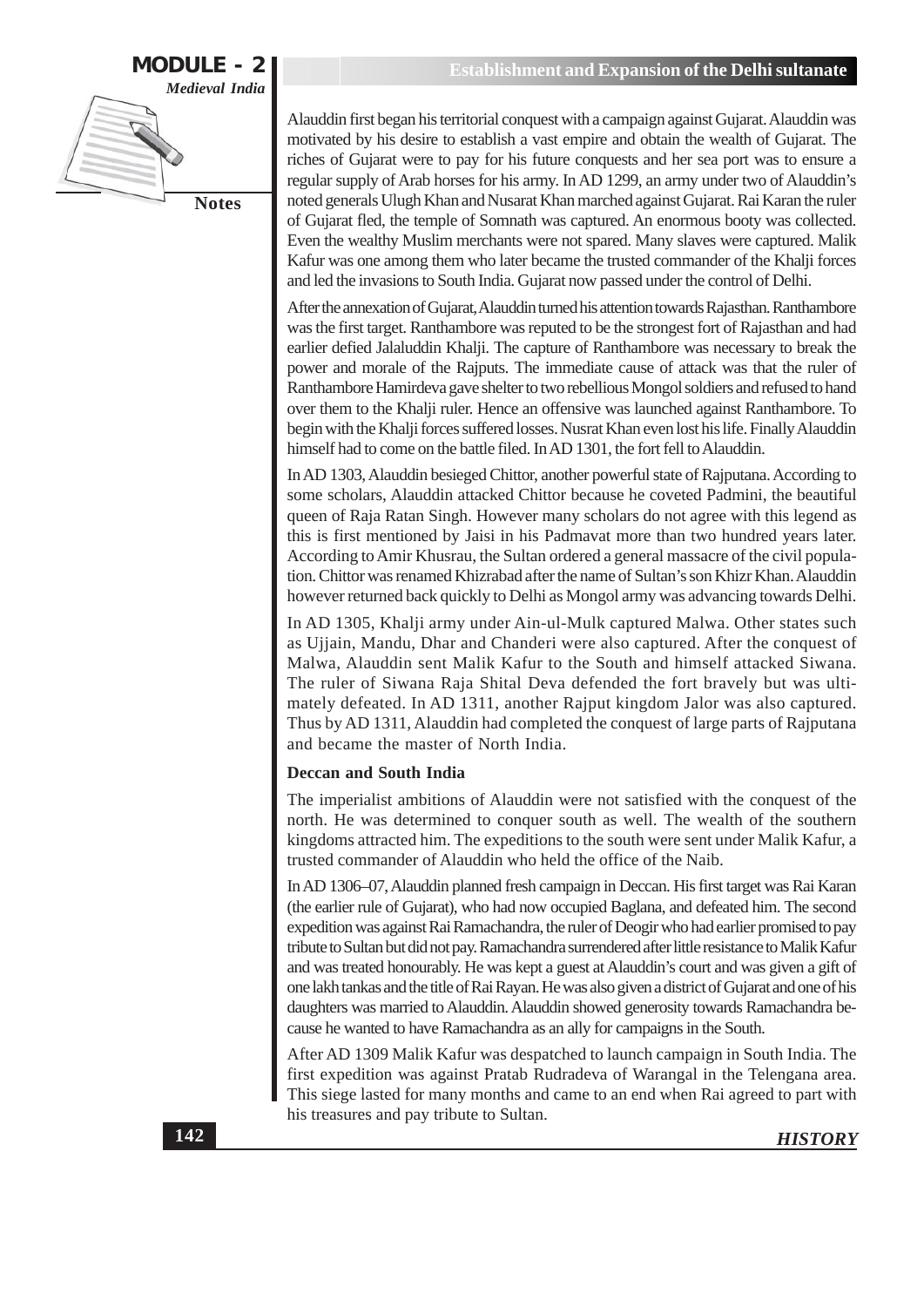Alauddin first began his territorial conquest with a campaign against Gujarat. Alauddin was motivated by his desire to establish a vast empire and obtain the wealth of Gujarat. The riches of Gujarat were to pay for his future conquests and her sea port was to ensure a regular supply of Arab horses for his army. In AD 1299, an army under two of Alauddin's noted generals Ulugh Khan and Nusarat Khan marched against Gujarat. Rai Karan the ruler of Gujarat fled, the temple of Somnath was captured. An enormous booty was collected. Even the wealthy Muslim merchants were not spared. Many slaves were captured. Malik Kafur was one among them who later became the trusted commander of the Khalji forces and led the invasions to South India. Gujarat now passed under the control of Delhi.

After the annexation of Gujarat, Alauddin turned his attention towards Rajasthan. Ranthambore was the first target. Ranthambore was reputed to be the strongest fort of Rajasthan and had earlier defied Jalaluddin Khalji. The capture of Ranthambore was necessary to break the power and morale of the Rajputs. The immediate cause of attack was that the ruler of Ranthambore Hamirdeva gave shelter to two rebellious Mongol soldiers and refused to hand over them to the Khalji ruler. Hence an offensive was launched against Ranthambore. To begin with the Khalji forces suffered losses. Nusrat Khan even lost his life. Finally Alauddin himself had to come on the battle filed. In AD 1301, the fort fell to Alauddin.

In AD 1303, Alauddin besieged Chittor, another powerful state of Rajputana. According to some scholars, Alauddin attacked Chittor because he coveted Padmini, the beautiful queen of Raja Ratan Singh. However many scholars do not agree with this legend as this is first mentioned by Jaisi in his Padmavat more than two hundred years later. According to Amir Khusrau, the Sultan ordered a general massacre of the civil population. Chittor was renamed Khizrabad after the name of Sultan's son Khizr Khan. Alauddin however returned back quickly to Delhi as Mongol army was advancing towards Delhi.

In AD 1305, Khalji army under Ain-ul-Mulk captured Malwa. Other states such as Ujjain, Mandu, Dhar and Chanderi were also captured. After the conquest of Malwa, Alauddin sent Malik Kafur to the South and himself attacked Siwana. The ruler of Siwana Raja Shital Deva defended the fort bravely but was ultimately defeated. In AD 1311, another Rajput kingdom Jalor was also captured. Thus by AD 1311, Alauddin had completed the conquest of large parts of Rajputana and became the master of North India.

**Deccan and South India**

The imperialist ambitions of Alauddin were not satisfied with the conquest of the north. He was determined to conquer south as well. The wealth of the southern kingdoms attracted him. The expeditions to the south were sent under Malik Kafur, a trusted commander of Alauddin who held the office of the Naib.

In AD 1306–07, Alauddin planned fresh campaign in Deccan. His first target was Rai Karan (the earlier rule of Gujarat), who had now occupied Baglana, and defeated him. The second expedition was against Rai Ramachandra, the ruler of Deogir who had earlier promised to pay tribute to Sultan but did not pay. Ramachandra surrendered after little resistance to Malik Kafur and was treated honourably. He was kept a guest at Alauddin's court and was given a gift of one lakh tankas and the title of Rai Rayan. He was also given a district of Gujarat and one of his daughters was married to Alauddin. Alauddin showed generosity towards Ramachandra because he wanted to have Ramachandra as an ally for campaigns in the South.

After AD 1309 Malik Kafur was despatched to launch campaign in South India. The first expedition was against Pratab Rudradeva of Warangal in the Telengana area. This siege lasted for many months and came to an end when Rai agreed to part with his treasures and pay tribute to Sultan.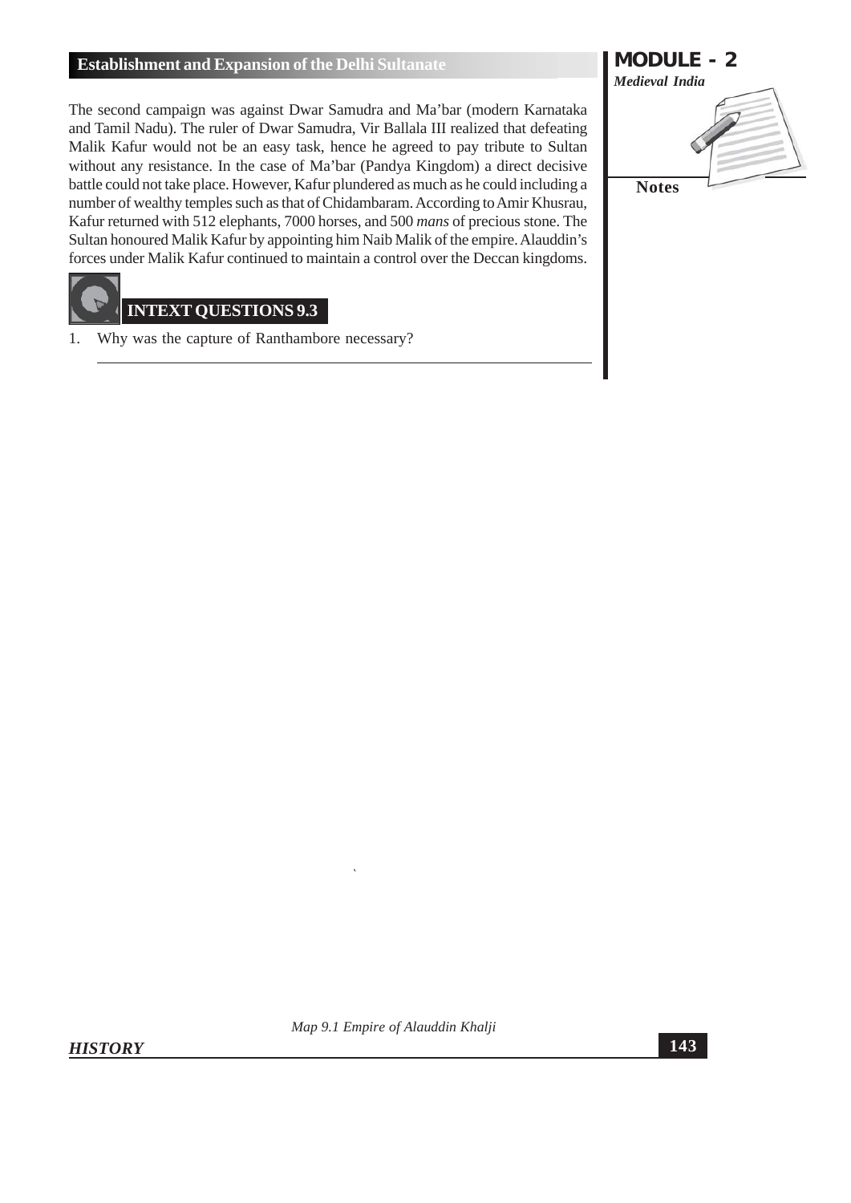The second campaign was against Dwar Samudra and Ma'bar (modern Karnataka and Tamil Nadu). The ruler of Dwar Samudra, Vir Ballala III realized that defeating Malik Kafur would not be an easy task, hence he agreed to pay tribute to Sultan without any resistance. In the case of Ma'bar (Pandya Kingdom) a direct decisive battle could not take place. However, Kafur plundered as much as he could including a number of wealthy temples such as that of Chidambaram. According to Amir Khusrau, Kafur returned with 512 elephants, 7000 horses, and 500 *mans* of precious stone. The Sultan honoured Malik Kafur by appointing him Naib Malik of the empire. Alauddin's forces under Malik Kafur continued to maintain a control over the Deccan kingdoms.

## INTEXT QUESTIONS 9.3

1. Why was the capture of Ranthambore necessary?

Map 9.1 Empire of Alauddin Khalji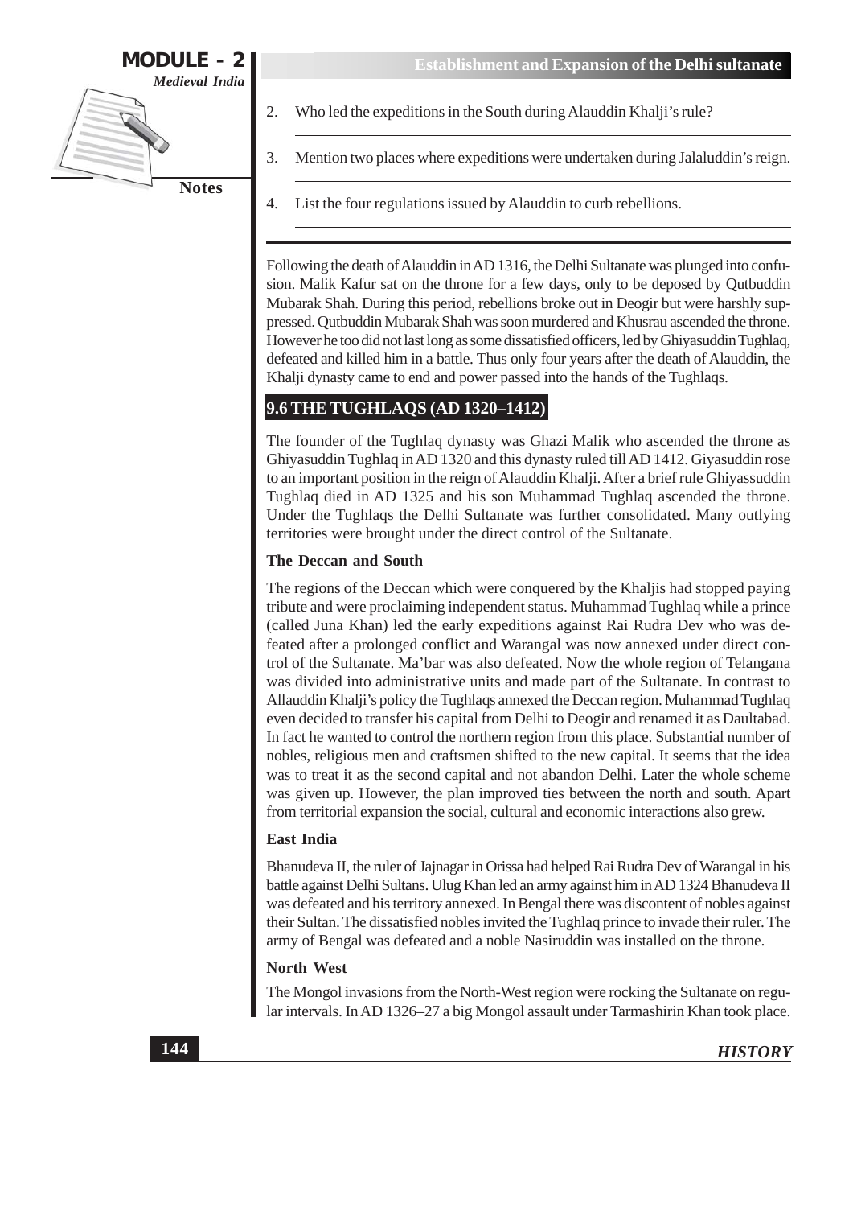2. Who led the expeditions in the South during Alauddin Khalji's rule?

3. Mention two places where expeditions were undertaken during Jalaluddin's reign.

4. List the four regulations issued by Alauddin to curb rebellions.

Following the death of Alauddin in AD 1316, the Delhi Sultanate was plunged into confusion. Malik Kafur sat on the throne for a few days, only to be deposed by Qutbuddin Mubarak Shah. During this period, rebellions broke out in Deogir but were harshly suppressed. Qutbuddin Mubarak Shah was soon murdered and Khusrau ascended the throne. However he too did not last long as some dissatisfied officers, led by Ghiyasuddin Tughlaq, defeated and killed him in a battle. Thus only four years after the death of Alauddin, the Khalji dynasty came to end and power passed into the hands of the Tughlaqs.

## 9.6 THE TUGHLAQS (AD 1320–1412)

The founder of the Tughlaq dynasty was Ghazi Malik who ascended the throne as Ghiyasuddin Tughlaq in AD 1320 and this dynasty ruled till AD 1412. Giyasuddin rose to an important position in the reign of Alauddin Khalji. After a brief rule Ghiyassuddin Tughlaq died in AD 1325 and his son Muhammad Tughlaq ascended the throne. Under the Tughlaqs the Delhi Sultanate was further consolidated. Many outlying territories were brought under the direct control of the Sultanate.

### The Deccan and South

The regions of the Deccan which were conquered by the Khaljis had stopped paying tribute and were proclaiming independent status. Muhammad Tughlaq while a prince (called Juna Khan) led the early expeditions against Rai Rudra Dev who was defeated after a prolonged conflict and Warangal was now annexed under direct control of the Sultanate. Ma'bar was also defeated. Now the whole region of Telangana was divided into administrative units and made part of the Sultanate. In contrast to Allauddin Khalji's policy the Tughlaqs annexed the Deccan region. Muhammad Tughlaq even decided to transfer his capital from Delhi to Deogir and renamed it as Daultabad. In fact he wanted to control the northern region from this place. Substantial number of nobles, religious men and craftsmen shifted to the new capital. It seems that the idea was to treat it as the second capital and not abandon Delhi. Later the whole scheme was given up. However, the plan improved ties between the north and south. Apart from territorial expansion the social, cultural and economic interactions also grew.

### East India

Bhanudeva II, the ruler of Jajnagar in Orissa had helped Rai Rudra Dev of Warangal in his battle against Delhi Sultans. Ulug Khan led an army against him in AD 1324 Bhanudeva II was defeated and his territory annexed. In Bengal there was discontent of nobles against their Sultan. The dissatisfied nobles invited the Tughlaq prince to invade their ruler. The army of Bengal was defeated and a noble Nasiruddin was installed on the throne.

### North West

The Mongol invasions from the North-West region were rocking the Sultanate on regular intervals. In AD 1326–27 a big Mongol assault under Tarmashirin Khan took place.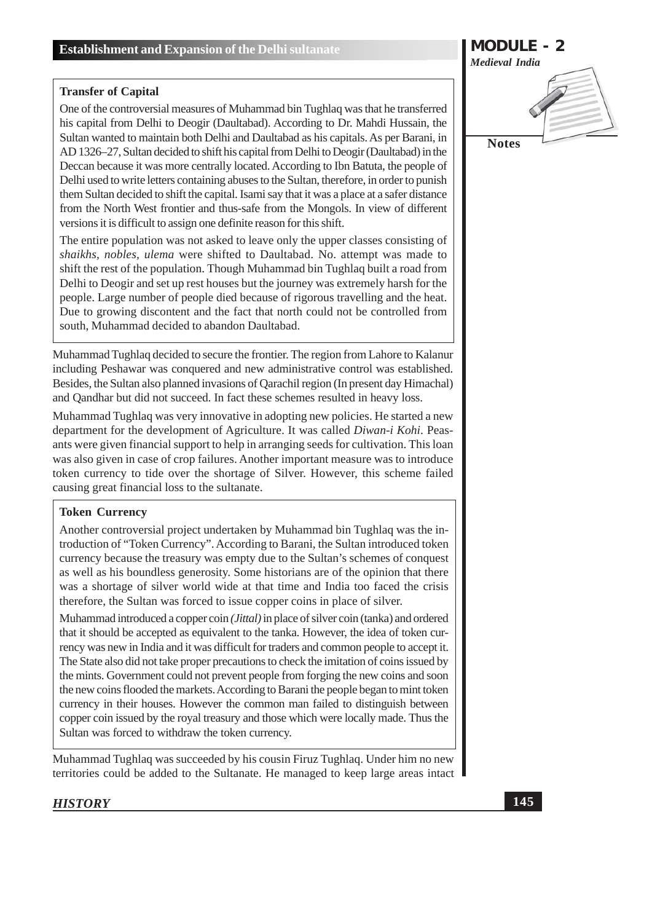### Transfer of Capital

One of the controversial measures of Muhammad bin Tughlaq was that he transferred his capital from Delhi to Deogir (Daultabad). According to Dr. Mahdi Hussain, the Sultan wanted to maintain both Delhi and Daultabad as his capitals. As per Barani, in AD 1326–27, Sultan decided to shift his capital from Delhi to Deogir (Daultabad) in the Deccan because it was more centrally located. According to Ibn Batuta, the people of Delhi used to write letters containing abuses to the Sultan, therefore, in order to punish them Sultan decided to shift the capital. Isami say that it was a place at a safer distance from the North West frontier and thus-safe from the Mongols. In view of different versions it is difficult to assign one definite reason for this shift.

The entire population was not asked to leave only the upper classes consisting of *shaikhs, nobles, ulema* were shifted to Daultabad. No. attempt was made to shift the rest of the population. Though Muhammad bin Tughlaq built a road from Delhi to Deogir and set up rest houses but the journey was extremely harsh for the people. Large number of people died because of rigorous travelling and the heat. Due to growing discontent and the fact that north could not be controlled from south, Muhammad decided to abandon Daultabad.

Muhammad Tughlaq decided to secure the frontier. The region from Lahore to Kalanur including Peshawar was conquered and new administrative control was established. Besides, the Sultan also planned invasions of Qarachil region (In present day Himachal) and Qandhar but did not succeed. In fact these schemes resulted in heavy loss.

Muhammad Tughlaq was very innovative in adopting new policies. He started a new department for the development of Agriculture. It was called *Diwan-i Kohi*. Peasants were given financial support to help in arranging seeds for cultivation. This loan was also given in case of crop failures. Another important measure was to introduce token currency to tide over the shortage of Silver. However, this scheme failed causing great financial loss to the sultanate.

### Token Currency

Another controversial project undertaken by Muhammad bin Tughlaq was the introduction of "Token Currency". According to Barani, the Sultan introduced token currency because the treasury was empty due to the Sultan's schemes of conquest as well as his boundless generosity. Some historians are of the opinion that there was a shortage of silver world wide at that time and India too faced the crisis therefore, the Sultan was forced to issue copper coins in place of silver.

Muhammad introduced a copper coin *(Jittal)* in place of silver coin (tanka) and ordered that it should be accepted as equivalent to the tanka. However, the idea of token currency was new in India and it was difficult for traders and common people to accept it. The State also did not take proper precautions to check the imitation of coins issued by the mints. Government could not prevent people from forging the new coins and soon the new coins flooded the markets. According to Barani the people began to mint token currency in their houses. However the common man failed to distinguish between copper coin issued by the royal treasury and those which were locally made. Thus the Sultan was forced to withdraw the token currency.

Muhammad Tughlaq was succeeded by his cousin Firuz Tughlaq. Under him no new territories could be added to the Sultanate. He managed to keep large areas intact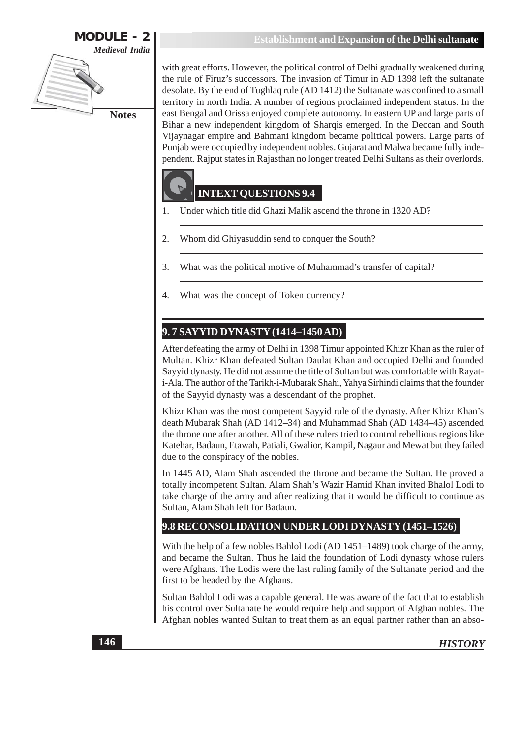with great efforts. However, the political control of Delhi gradually weakened during the rule of Firuz's successors. The invasion of Timur in AD 1398 left the sultanate desolate. By the end of Tughlaq rule (AD 1412) the Sultanate was confined to a small territory in north India. A number of regions proclaimed independent status. In the east Bengal and Orissa enjoyed complete autonomy. In eastern UP and large parts of Bihar a new independent kingdom of Sharqis emerged. In the Deccan and South Vijaynagar empire and Bahmani kingdom became political powers. Large parts of Punjab were occupied by independent nobles. Gujarat and Malwa became fully independent. Rajput states in Rajasthan no longer treated Delhi Sultans as their overlords.

### INTEXT QUESTIONS 9.4

1. Under which title did Ghazi Malik ascend the throne in 1320 AD?
2. Whom did Ghiyasuddin send to conquer the South?
3. What was the political motive of Muhammad's transfer of capital?
4. What was the concept of Token currency?

## 9. 7 SAYYID DYNASTY (1414–1450 AD)

After defeating the army of Delhi in 1398 Timur appointed Khizr Khan as the ruler of Multan. Khizr Khan defeated Sultan Daulat Khan and occupied Delhi and founded Sayyid dynasty. He did not assume the title of Sultan but was comfortable with Rayat-i-Ala. The author of the Tarikh-i-Mubarak Shahi, Yahya Sirhindi claims that the founder of the Sayyid dynasty was a descendant of the prophet.

Khizr Khan was the most competent Sayyid rule of the dynasty. After Khizr Khan's death Mubarak Shah (AD 1412–34) and Muhammad Shah (AD 1434–45) ascended the throne one after another. All of these rulers tried to control rebellious regions like Katehar, Badaun, Etawah, Patiali, Gwalior, Kampil, Nagaur and Mewat but they failed due to the conspiracy of the nobles.

In 1445 AD, Alam Shah ascended the throne and became the Sultan. He proved a totally incompetent Sultan. Alam Shah's Wazir Hamid Khan invited Bhalol Lodi to take charge of the army and after realizing that it would be difficult to continue as Sultan, Alam Shah left for Badaun.

## 9.8 RECONSOLIDATION UNDER LODI DYNASTY (1451–1526)

With the help of a few nobles Bahlol Lodi (AD 1451–1489) took charge of the army, and became the Sultan. Thus he laid the foundation of Lodi dynasty whose rulers were Afghans. The Lodis were the last ruling family of the Sultanate period and the first to be headed by the Afghans.

Sultan Bahlol Lodi was a capable general. He was aware of the fact that to establish his control over Sultanate he would require help and support of Afghan nobles. The Afghan nobles wanted Sultan to treat them as an equal partner rather than an abso-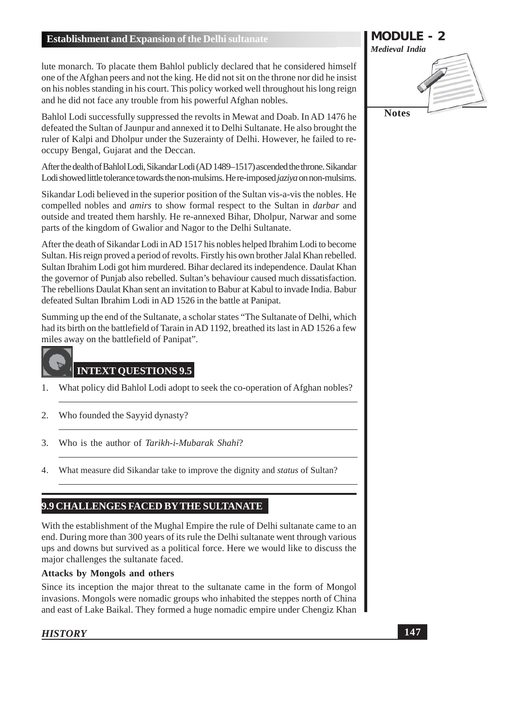lute monarch. To placate them Bahlol publicly declared that he considered himself one of the Afghan peers and not the king. He did not sit on the throne nor did he insist on his nobles standing in his court. This policy worked well throughout his long reign and he did not face any trouble from his powerful Afghan nobles.

Bahlol Lodi successfully suppressed the revolts in Mewat and Doab. In AD 1476 he defeated the Sultan of Jaunpur and annexed it to Delhi Sultanate. He also brought the ruler of Kalpi and Dholpur under the Suzerainty of Delhi. However, he failed to re-occupy Bengal, Gujarat and the Deccan.

After the dealth of Bahlol Lodi, Sikandar Lodi (AD 1489–1517) ascended the throne. Sikandar Lodi showed little tolerance towards the non-mulsims. He re-imposed *jaziya* on non-mulsims.

Sikandar Lodi believed in the superior position of the Sultan vis-a-vis the nobles. He compelled nobles and *amirs* to show formal respect to the Sultan in *darbar* and outside and treated them harshly. He re-annexed Bihar, Dholpur, Narwar and some parts of the kingdom of Gwalior and Nagor to the Delhi Sultanate.

After the death of Sikandar Lodi in AD 1517 his nobles helped Ibrahim Lodi to become Sultan. His reign proved a period of revolts. Firstly his own brother Jalal Khan rebelled. Sultan Ibrahim Lodi got him murdered. Bihar declared its independence. Daulat Khan the governor of Punjab also rebelled. Sultan's behaviour caused much dissatisfaction. The rebellions Daulat Khan sent an invitation to Babur at Kabul to invade India. Babur defeated Sultan Ibrahim Lodi in AD 1526 in the battle at Panipat.

Summing up the end of the Sultanate, a scholar states "The Sultanate of Delhi, which had its birth on the battlefield of Tarain in AD 1192, breathed its last in AD 1526 a few miles away on the battlefield of Panipat".

### INTEXT QUESTIONS 9.5

1. What policy did Bahlol Lodi adopt to seek the co-operation of Afghan nobles?

2. Who founded the Sayyid dynasty?

3. Who is the author of *Tarikh-i-Mubarak Shahi*?

4. What measure did Sikandar take to improve the dignity and *status* of Sultan?

## 9.9 CHALLENGES FACED BY THE SULTANATE

With the establishment of the Mughal Empire the rule of Delhi sultanate came to an end. During more than 300 years of its rule the Delhi sultanate went through various ups and downs but survived as a political force. Here we would like to discuss the major challenges the sultanate faced.

**Attacks by Mongols and others**

Since its inception the major threat to the sultanate came in the form of Mongol invasions. Mongols were nomadic groups who inhabited the steppes north of China and east of Lake Baikal. They formed a huge nomadic empire under Chengiz Khan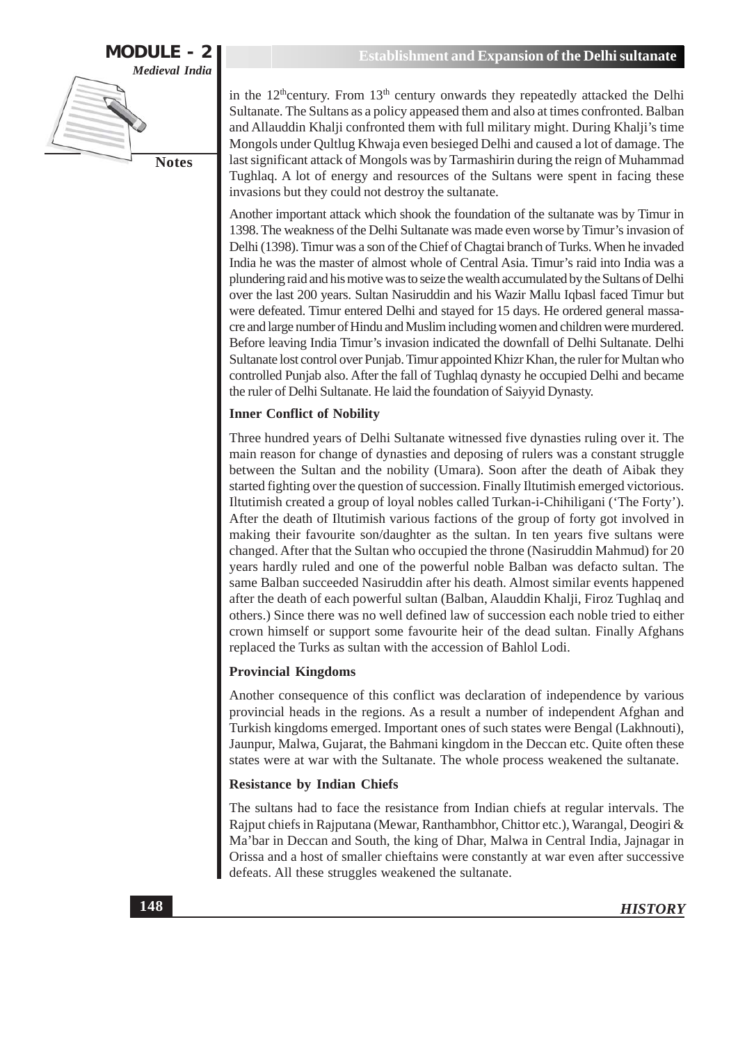in the 12th century. From 13th century onwards they repeatedly attacked the Delhi Sultanate. The Sultans as a policy appeased them and also at times confronted. Balban and Allauddin Khalji confronted them with full military might. During Khalji's time Mongols under Qultlug Khwaja even besieged Delhi and caused a lot of damage. The last significant attack of Mongols was by Tarmashirin during the reign of Muhammad Tughlaq. A lot of energy and resources of the Sultans were spent in facing these invasions but they could not destroy the sultanate.

Another important attack which shook the foundation of the sultanate was by Timur in 1398. The weakness of the Delhi Sultanate was made even worse by Timur's invasion of Delhi (1398). Timur was a son of the Chief of Chagtai branch of Turks. When he invaded India he was the master of almost whole of Central Asia. Timur's raid into India was a plundering raid and his motive was to seize the wealth accumulated by the Sultans of Delhi over the last 200 years. Sultan Nasiruddin and his Wazir Mallu Iqbasl faced Timur but were defeated. Timur entered Delhi and stayed for 15 days. He ordered general massacre and large number of Hindu and Muslim including women and children were murdered. Before leaving India Timur's invasion indicated the downfall of Delhi Sultanate. Delhi Sultanate lost control over Punjab. Timur appointed Khizr Khan, the ruler for Multan who controlled Punjab also. After the fall of Tughlaq dynasty he occupied Delhi and became the ruler of Delhi Sultanate. He laid the foundation of Saiyyid Dynasty.

**Inner Conflict of Nobility**

Three hundred years of Delhi Sultanate witnessed five dynasties ruling over it. The main reason for change of dynasties and deposing of rulers was a constant struggle between the Sultan and the nobility (Umara). Soon after the death of Aibak they started fighting over the question of succession. Finally Iltutimish emerged victorious. Iltutimish created a group of loyal nobles called Turkan-i-Chihiligani ('The Forty'). After the death of Iltutimish various factions of the group of forty got involved in making their favourite son/daughter as the sultan. In ten years five sultans were changed. After that the Sultan who occupied the throne (Nasiruddin Mahmud) for 20 years hardly ruled and one of the powerful noble Balban was defacto sultan. The same Balban succeeded Nasiruddin after his death. Almost similar events happened after the death of each powerful sultan (Balban, Alauddin Khalji, Firoz Tughlaq and others.) Since there was no well defined law of succession each noble tried to either crown himself or support some favourite heir of the dead sultan. Finally Afghans replaced the Turks as sultan with the accession of Bahlol Lodi.

**Provincial Kingdoms**

Another consequence of this conflict was declaration of independence by various provincial heads in the regions. As a result a number of independent Afghan and Turkish kingdoms emerged. Important ones of such states were Bengal (Lakhnouti), Jaunpur, Malwa, Gujarat, the Bahmani kingdom in the Deccan etc. Quite often these states were at war with the Sultanate. The whole process weakened the sultanate.

**Resistance by Indian Chiefs**

The sultans had to face the resistance from Indian chiefs at regular intervals. The Rajput chiefs in Rajputana (Mewar, Ranthambhor, Chittor etc.), Warangal, Deogiri & Ma'bar in Deccan and South, the king of Dhar, Malwa in Central India, Jajnagar in Orissa and a host of smaller chieftains were constantly at war even after successive defeats. All these struggles weakened the sultanate.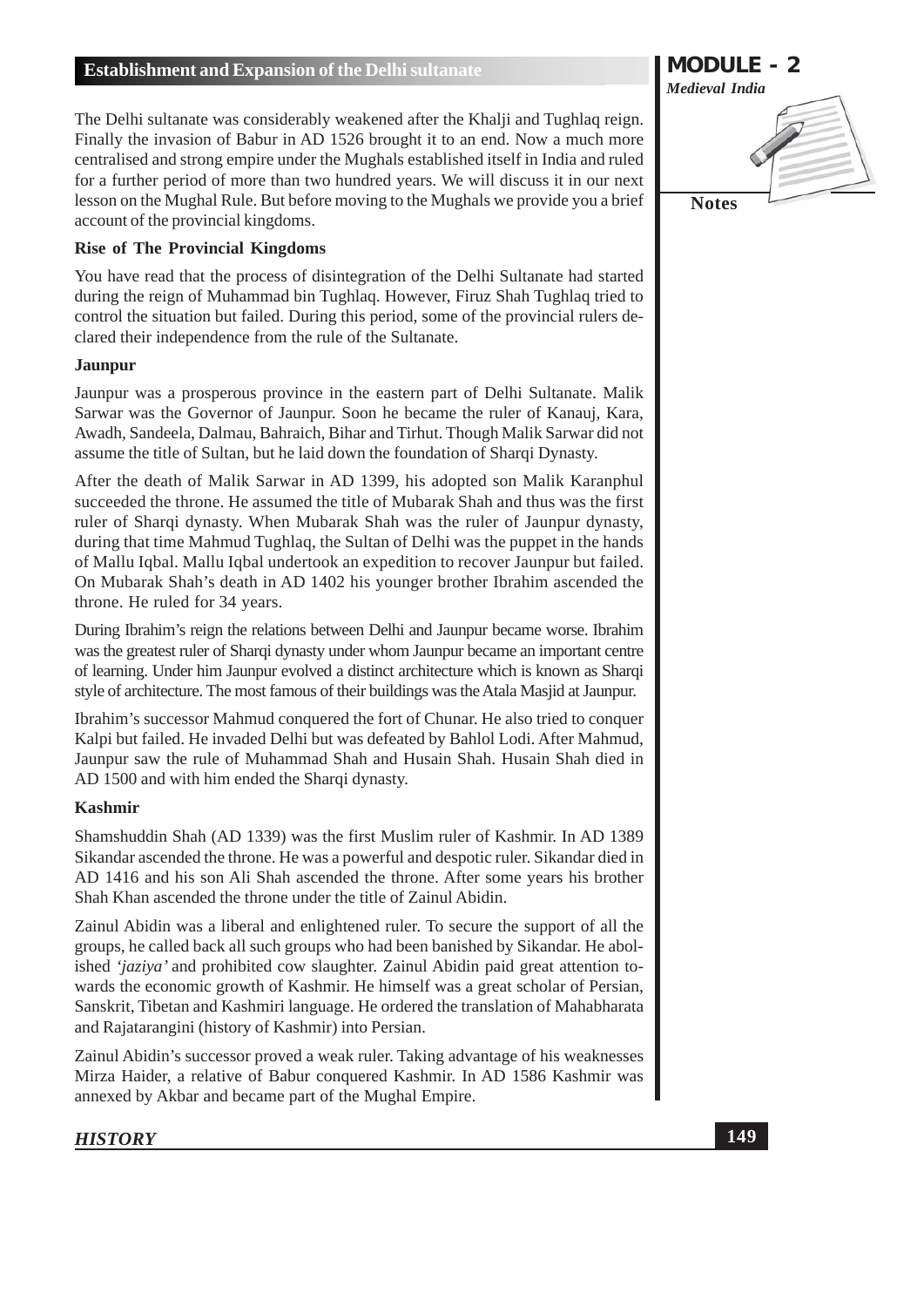The Delhi sultanate was considerably weakened after the Khalji and Tughlaq reign. Finally the invasion of Babur in AD 1526 brought it to an end. Now a much more centralised and strong empire under the Mughals established itself in India and ruled for a further period of more than two hundred years. We will discuss it in our next lesson on the Mughal Rule. But before moving to the Mughals we provide you a brief account of the provincial kingdoms.

### Rise of The Provincial Kingdoms

You have read that the process of disintegration of the Delhi Sultanate had started during the reign of Muhammad bin Tughlaq. However, Firuz Shah Tughlaq tried to control the situation but failed. During this period, some of the provincial rulers declared their independence from the rule of the Sultanate.

#### Jaunpur

Jaunpur was a prosperous province in the eastern part of Delhi Sultanate. Malik Sarwar was the Governor of Jaunpur. Soon he became the ruler of Kanauj, Kara, Awadh, Sandeela, Dalmau, Bahraich, Bihar and Tirhut. Though Malik Sarwar did not assume the title of Sultan, but he laid down the foundation of Sharqi Dynasty.

After the death of Malik Sarwar in AD 1399, his adopted son Malik Karanphul succeeded the throne. He assumed the title of Mubarak Shah and thus was the first ruler of Sharqi dynasty. When Mubarak Shah was the ruler of Jaunpur dynasty, during that time Mahmud Tughlaq, the Sultan of Delhi was the puppet in the hands of Mallu Iqbal. Mallu Iqbal undertook an expedition to recover Jaunpur but failed. On Mubarak Shah's death in AD 1402 his younger brother Ibrahim ascended the throne. He ruled for 34 years.

During Ibrahim's reign the relations between Delhi and Jaunpur became worse. Ibrahim was the greatest ruler of Sharqi dynasty under whom Jaunpur became an important centre of learning. Under him Jaunpur evolved a distinct architecture which is known as Sharqi style of architecture. The most famous of their buildings was the Atala Masjid at Jaunpur.

Ibrahim's successor Mahmud conquered the fort of Chunar. He also tried to conquer Kalpi but failed. He invaded Delhi but was defeated by Bahlol Lodi. After Mahmud, Jaunpur saw the rule of Muhammad Shah and Husain Shah. Husain Shah died in AD 1500 and with him ended the Sharqi dynasty.

#### Kashmir

Shamshuddin Shah (AD 1339) was the first Muslim ruler of Kashmir. In AD 1389 Sikandar ascended the throne. He was a powerful and despotic ruler. Sikandar died in AD 1416 and his son Ali Shah ascended the throne. After some years his brother Shah Khan ascended the throne under the title of Zainul Abidin.

Zainul Abidin was a liberal and enlightened ruler. To secure the support of all the groups, he called back all such groups who had been banished by Sikandar. He abolished *'jaziya'* and prohibited cow slaughter. Zainul Abidin paid great attention towards the economic growth of Kashmir. He himself was a great scholar of Persian, Sanskrit, Tibetan and Kashmiri language. He ordered the translation of Mahabharata and Rajatarangini (history of Kashmir) into Persian.

Zainul Abidin's successor proved a weak ruler. Taking advantage of his weaknesses Mirza Haider, a relative of Babur conquered Kashmir. In AD 1586 Kashmir was annexed by Akbar and became part of the Mughal Empire.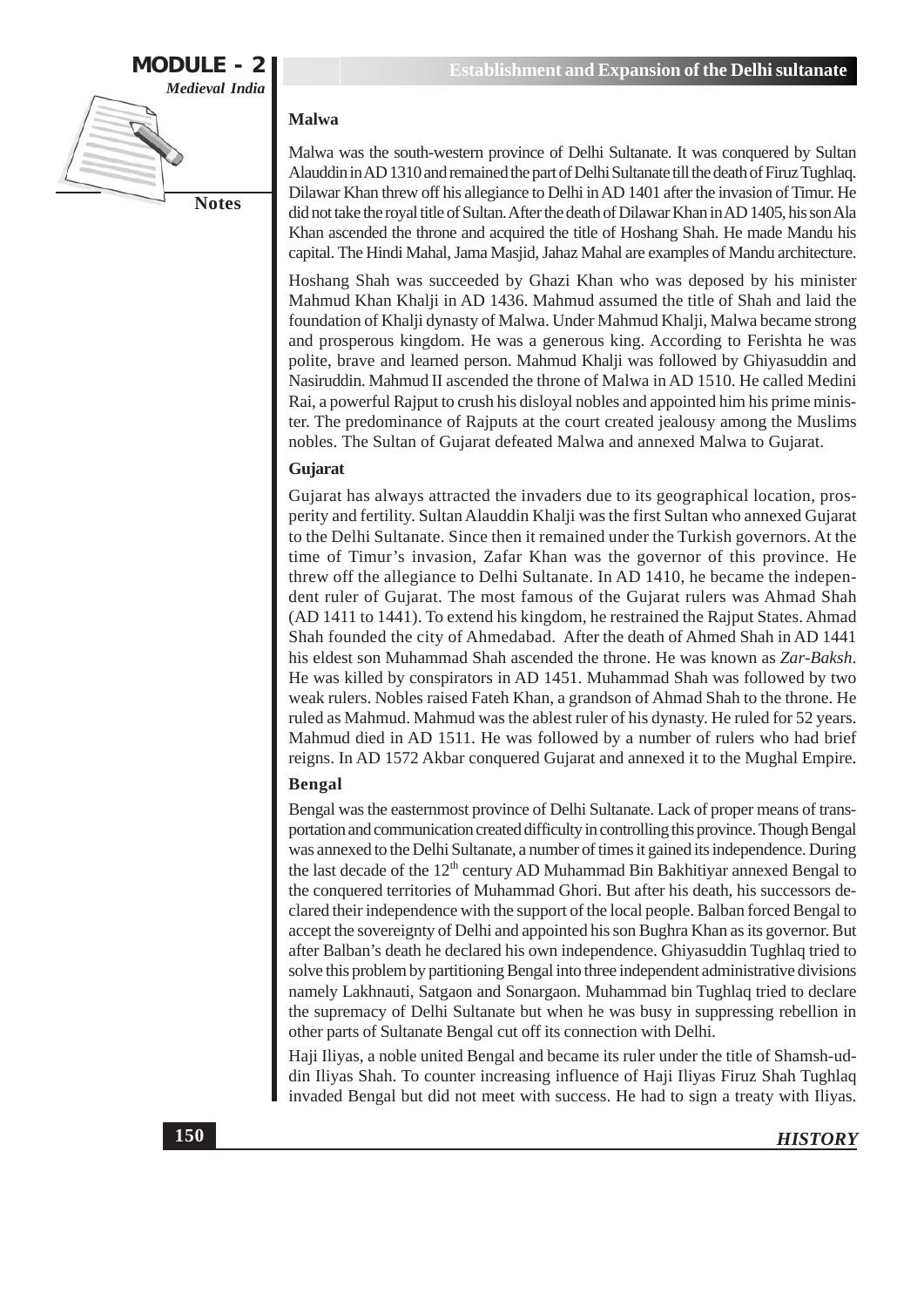### Malwa

Malwa was the south-western province of Delhi Sultanate. It was conquered by Sultan Alauddin in AD 1310 and remained the part of Delhi Sultanate till the death of Firuz Tughlaq. Dilawar Khan threw off his allegiance to Delhi in AD 1401 after the invasion of Timur. He did not take the royal title of Sultan. After the death of Dilawar Khan in AD 1405, his son Ala Khan ascended the throne and acquired the title of Hoshang Shah. He made Mandu his capital. The Hindi Mahal, Jama Masjid, Jahaz Mahal are examples of Mandu architecture.

Hoshang Shah was succeeded by Ghazi Khan who was deposed by his minister Mahmud Khan Khalji in AD 1436. Mahmud assumed the title of Shah and laid the foundation of Khalji dynasty of Malwa. Under Mahmud Khalji, Malwa became strong and prosperous kingdom. He was a generous king. According to Ferishta he was polite, brave and learned person. Mahmud Khalji was followed by Ghiyasuddin and Nasiruddin. Mahmud II ascended the throne of Malwa in AD 1510. He called Medini Rai, a powerful Rajput to crush his disloyal nobles and appointed him his prime minister. The predominance of Rajputs at the court created jealousy among the Muslims nobles. The Sultan of Gujarat defeated Malwa and annexed Malwa to Gujarat.

### Gujarat

Gujarat has always attracted the invaders due to its geographical location, prosperity and fertility. Sultan Alauddin Khalji was the first Sultan who annexed Gujarat to the Delhi Sultanate. Since then it remained under the Turkish governors. At the time of Timur's invasion, Zafar Khan was the governor of this province. He threw off the allegiance to Delhi Sultanate. In AD 1410, he became the independent ruler of Gujarat. The most famous of the Gujarat rulers was Ahmad Shah (AD 1411 to 1441). To extend his kingdom, he restrained the Rajput States. Ahmad Shah founded the city of Ahmedabad. After the death of Ahmed Shah in AD 1441 his eldest son Muhammad Shah ascended the throne. He was known as *Zar-Baksh*. He was killed by conspirators in AD 1451. Muhammad Shah was followed by two weak rulers. Nobles raised Fateh Khan, a grandson of Ahmad Shah to the throne. He ruled as Mahmud. Mahmud was the ablest ruler of his dynasty. He ruled for 52 years. Mahmud died in AD 1511. He was followed by a number of rulers who had brief reigns. In AD 1572 Akbar conquered Gujarat and annexed it to the Mughal Empire.

### Bengal

Bengal was the easternmost province of Delhi Sultanate. Lack of proper means of transportation and communication created difficulty in controlling this province. Though Bengal was annexed to the Delhi Sultanate, a number of times it gained its independence. During the last decade of the 12th century AD Muhammad Bin Bakhitiyar annexed Bengal to the conquered territories of Muhammad Ghori. But after his death, his successors declared their independence with the support of the local people. Balban forced Bengal to accept the sovereignty of Delhi and appointed his son Bughra Khan as its governor. But after Balban's death he declared his own independence. Ghiyasuddin Tughlaq tried to solve this problem by partitioning Bengal into three independent administrative divisions namely Lakhnauti, Satgaon and Sonargaon. Muhammad bin Tughlaq tried to declare the supremacy of Delhi Sultanate but when he was busy in suppressing rebellion in other parts of Sultanate Bengal cut off its connection with Delhi.

Haji Iliyas, a noble united Bengal and became its ruler under the title of Shamsh-ud-din Iliyas Shah. To counter increasing influence of Haji Iliyas Firuz Shah Tughlaq invaded Bengal but did not meet with success. He had to sign a treaty with Iliyas.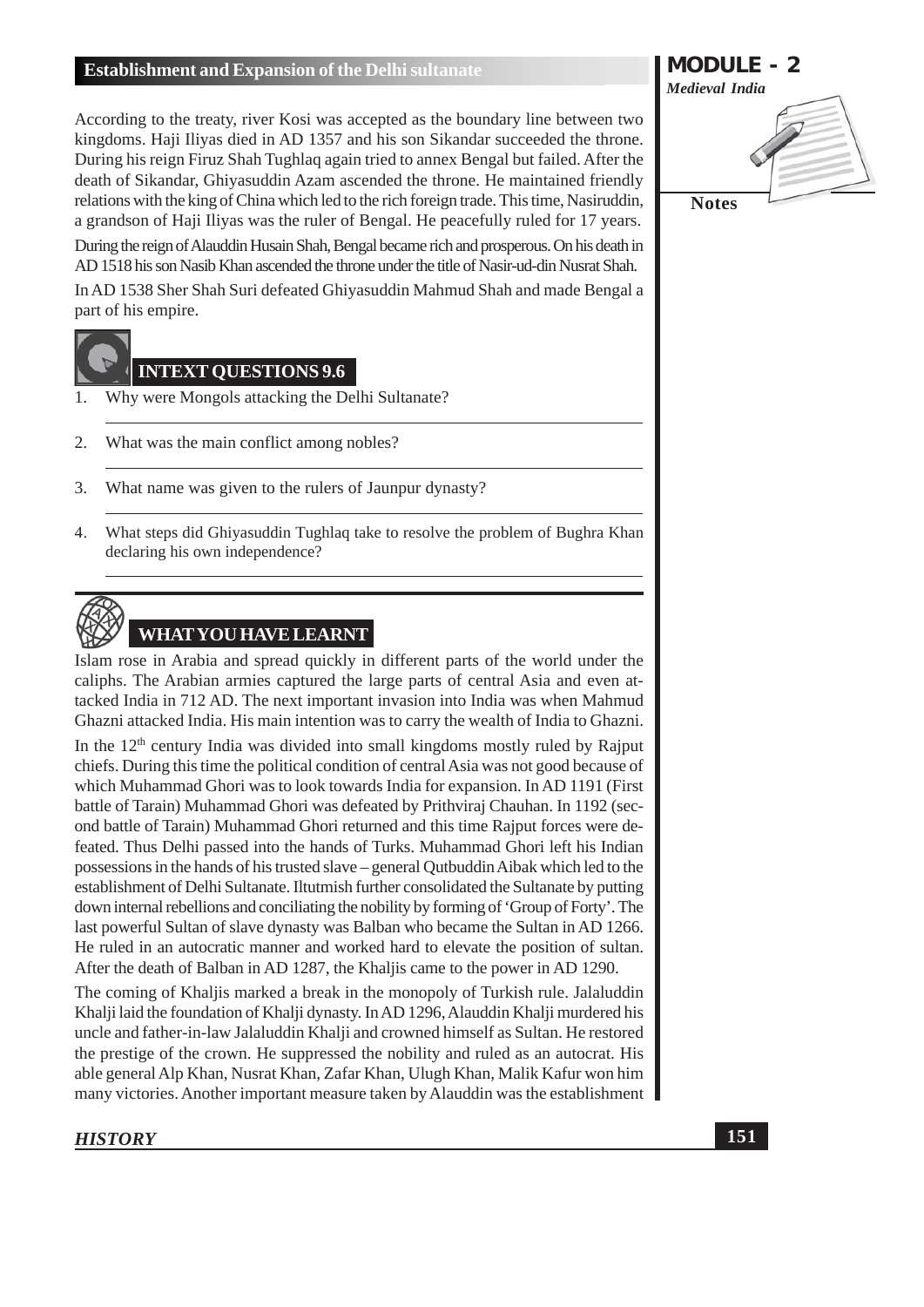According to the treaty, river Kosi was accepted as the boundary line between two kingdoms. Haji Iliyas died in AD 1357 and his son Sikandar succeeded the throne. During his reign Firuz Shah Tughlaq again tried to annex Bengal but failed. After the death of Sikandar, Ghiyasuddin Azam ascended the throne. He maintained friendly relations with the king of China which led to the rich foreign trade. This time, Nasiruddin, a grandson of Haji Iliyas was the ruler of Bengal. He peacefully ruled for 17 years.

During the reign of Alauddin Husain Shah, Bengal became rich and prosperous. On his death in AD 1518 his son Nasib Khan ascended the throne under the title of Nasir-ud-din Nusrat Shah.

In AD 1538 Sher Shah Suri defeated Ghiyasuddin Mahmud Shah and made Bengal a part of his empire.

## INTEXT QUESTIONS 9.6

1. Why were Mongols attacking the Delhi Sultanate?

2. What was the main conflict among nobles?

3. What name was given to the rulers of Jaunpur dynasty?

4. What steps did Ghiyasuddin Tughlaq take to resolve the problem of Bughra Khan declaring his own independence?

## WHAT YOU HAVE LEARNT

Islam rose in Arabia and spread quickly in different parts of the world under the caliphs. The Arabian armies captured the large parts of central Asia and even attacked India in 712 AD. The next important invasion into India was when Mahmud Ghazni attacked India. His main intention was to carry the wealth of India to Ghazni.

In the 12th century India was divided into small kingdoms mostly ruled by Rajput chiefs. During this time the political condition of central Asia was not good because of which Muhammad Ghori was to look towards India for expansion. In AD 1191 (First battle of Tarain) Muhammad Ghori was defeated by Prithviraj Chauhan. In 1192 (second battle of Tarain) Muhammad Ghori returned and this time Rajput forces were defeated. Thus Delhi passed into the hands of Turks. Muhammad Ghori left his Indian possessions in the hands of his trusted slave – general Qutbuddin Aibak which led to the establishment of Delhi Sultanate. Iltutmish further consolidated the Sultanate by putting down internal rebellions and conciliating the nobility by forming of 'Group of Forty'. The last powerful Sultan of slave dynasty was Balban who became the Sultan in AD 1266. He ruled in an autocratic manner and worked hard to elevate the position of sultan. After the death of Balban in AD 1287, the Khaljis came to the power in AD 1290.

The coming of Khaljis marked a break in the monopoly of Turkish rule. Jalaluddin Khalji laid the foundation of Khalji dynasty. In AD 1296, Alauddin Khalji murdered his uncle and father-in-law Jalaluddin Khalji and crowned himself as Sultan. He restored the prestige of the crown. He suppressed the nobility and ruled as an autocrat. His able general Alp Khan, Nusrat Khan, Zafar Khan, Ulugh Khan, Malik Kafur won him many victories. Another important measure taken by Alauddin was the establishment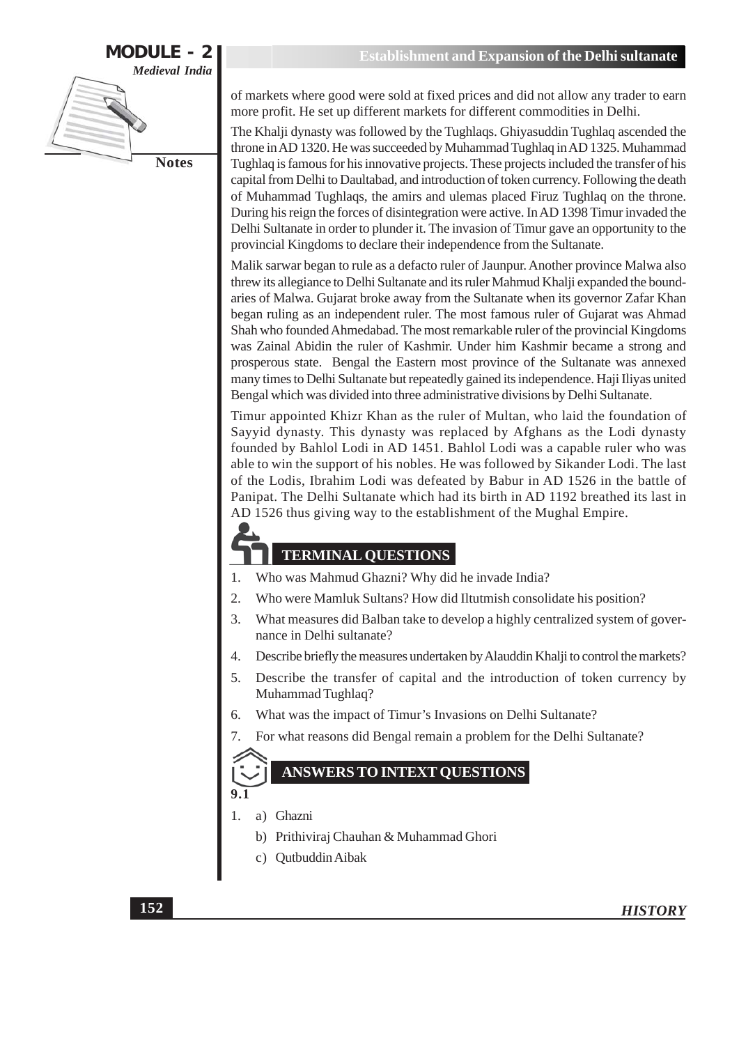of markets where good were sold at fixed prices and did not allow any trader to earn more profit. He set up different markets for different commodities in Delhi.

The Khalji dynasty was followed by the Tughlaqs. Ghiyasuddin Tughlaq ascended the throne in AD 1320. He was succeeded by Muhammad Tughlaq in AD 1325. Muhammad Tughlaq is famous for his innovative projects. These projects included the transfer of his capital from Delhi to Daultabad, and introduction of token currency. Following the death of Muhammad Tughlaqs, the amirs and ulemas placed Firuz Tughlaq on the throne. During his reign the forces of disintegration were active. In AD 1398 Timur invaded the Delhi Sultanate in order to plunder it. The invasion of Timur gave an opportunity to the provincial Kingdoms to declare their independence from the Sultanate.

Malik sarwar began to rule as a defacto ruler of Jaunpur. Another province Malwa also threw its allegiance to Delhi Sultanate and its ruler Mahmud Khalji expanded the boundaries of Malwa. Gujarat broke away from the Sultanate when its governor Zafar Khan began ruling as an independent ruler. The most famous ruler of Gujarat was Ahmad Shah who founded Ahmedabad. The most remarkable ruler of the provincial Kingdoms was Zainal Abidin the ruler of Kashmir. Under him Kashmir became a strong and prosperous state. Bengal the Eastern most province of the Sultanate was annexed many times to Delhi Sultanate but repeatedly gained its independence. Haji Iliyas united Bengal which was divided into three administrative divisions by Delhi Sultanate.

Timur appointed Khizr Khan as the ruler of Multan, who laid the foundation of Sayyid dynasty. This dynasty was replaced by Afghans as the Lodi dynasty founded by Bahlol Lodi in AD 1451. Bahlol Lodi was a capable ruler who was able to win the support of his nobles. He was followed by Sikander Lodi. The last of the Lodis, Ibrahim Lodi was defeated by Babur in AD 1526 in the battle of Panipat. The Delhi Sultanate which had its birth in AD 1192 breathed its last in AD 1526 thus giving way to the establishment of the Mughal Empire.

## TERMINAL QUESTIONS

1. Who was Mahmud Ghazni? Why did he invade India?
2. Who were Mamluk Sultans? How did Iltutmish consolidate his position?
3. What measures did Balban take to develop a highly centralized system of governance in Delhi sultanate?
4. Describe briefly the measures undertaken by Alauddin Khalji to control the markets?
5. Describe the transfer of capital and the introduction of token currency by Muhammad Tughlaq?
6. What was the impact of Timur's Invasions on Delhi Sultanate?
7. For what reasons did Bengal remain a problem for the Delhi Sultanate?

## ANSWERS TO INTEXT QUESTIONS

**9.1**

1. a) Ghazni
   b) Prithiviraj Chauhan & Muhammad Ghori
   c) Qutbuddin Aibak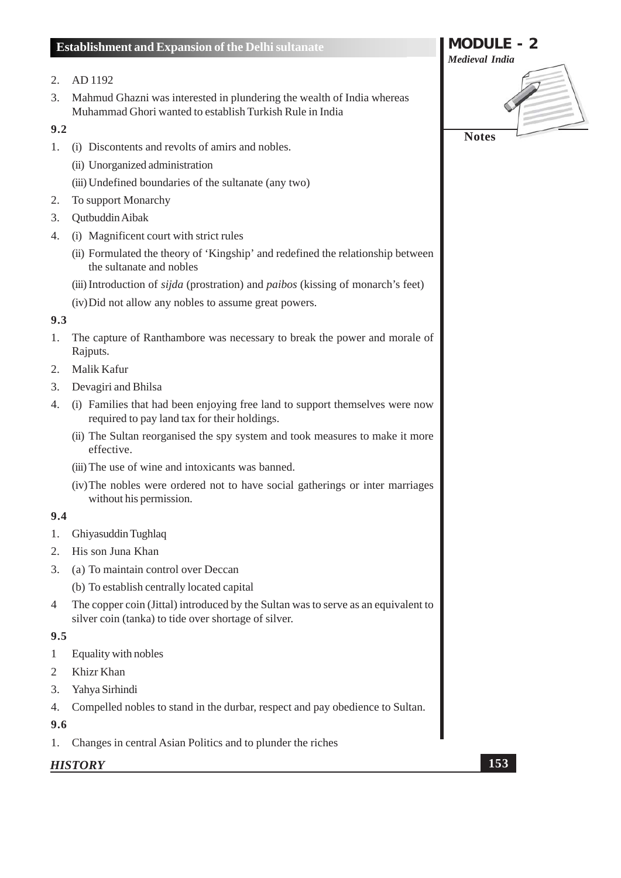2. AD 1192
3. Mahmud Ghazni was interested in plundering the wealth of India whereas Muhammad Ghori wanted to establish Turkish Rule in India

**9.2**

1. (i) Discontents and revolts of amirs and nobles.
   (ii) Unorganized administration
   (iii) Undefined boundaries of the sultanate (any two)
2. To support Monarchy
3. Qutbuddin Aibak
4. (i) Magnificent court with strict rules
   (ii) Formulated the theory of 'Kingship' and redefined the relationship between the sultanate and nobles
   (iii) Introduction of *sijda* (prostration) and *paibos* (kissing of monarch's feet)
   (iv) Did not allow any nobles to assume great powers.

**9.3**

1. The capture of Ranthambore was necessary to break the power and morale of Rajputs.
2. Malik Kafur
3. Devagiri and Bhilsa
4. (i) Families that had been enjoying free land to support themselves were now required to pay land tax for their holdings.
   (ii) The Sultan reorganised the spy system and took measures to make it more effective.
   (iii) The use of wine and intoxicants was banned.
   (iv) The nobles were ordered not to have social gatherings or inter marriages without his permission.

**9.4**

1. Ghiyasuddin Tughlaq
2. His son Juna Khan
3. (a) To maintain control over Deccan
   (b) To establish centrally located capital
4. The copper coin (Jittal) introduced by the Sultan was to serve as an equivalent to silver coin (tanka) to tide over shortage of silver.

**9.5**

1. Equality with nobles
2. Khizr Khan
3. Yahya Sirhindi
4. Compelled nobles to stand in the durbar, respect and pay obedience to Sultan.

**9.6**

1. Changes in central Asian Politics and to plunder the riches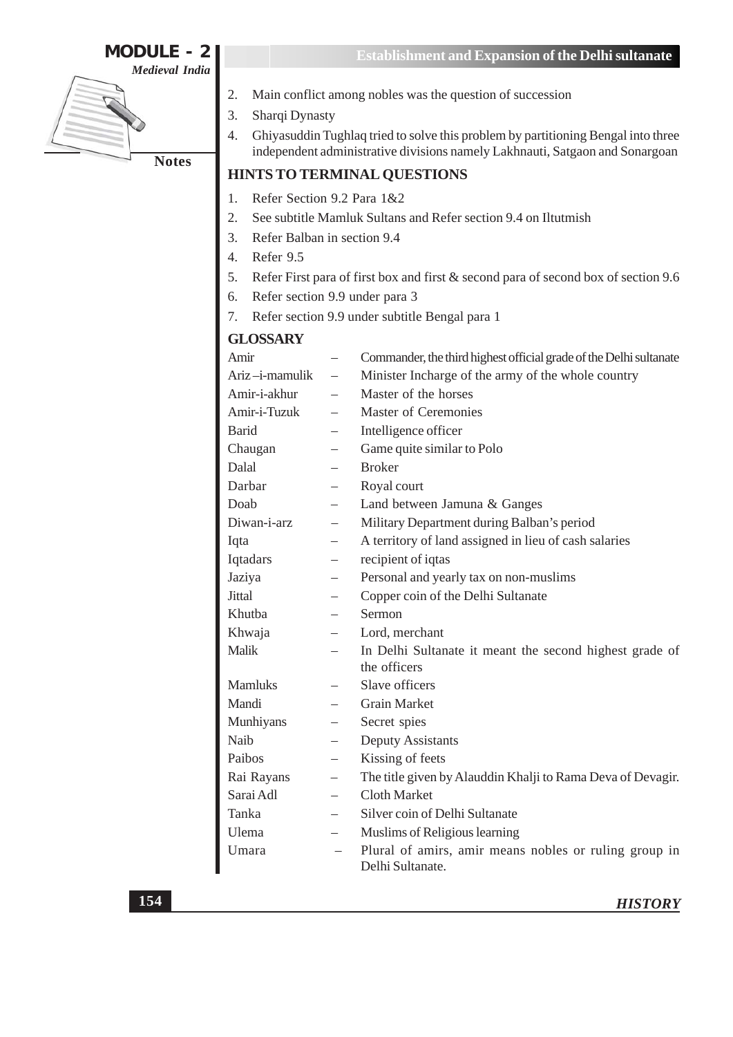2. Main conflict among nobles was the question of succession
3. Sharqi Dynasty
4. Ghiyasuddin Tughlaq tried to solve this problem by partitioning Bengal into three independent administrative divisions namely Lakhnauti, Satgaon and Sonargoan

## HINTS TO TERMINAL QUESTIONS

1. Refer Section 9.2 Para 1&2
2. See subtitle Mamluk Sultans and Refer section 9.4 on Iltutmish
3. Refer Balban in section 9.4
4. Refer 9.5
5. Refer First para of first box and first & second para of second box of section 9.6
6. Refer section 9.9 under para 3
7. Refer section 9.9 under subtitle Bengal para 1

## GLOSSARY

| | | |
|---|---|---|
| Amir | – | Commander, the third highest official grade of the Delhi sultanate |
| Ariz –i-mamulik | – | Minister Incharge of the army of the whole country |
| Amir-i-akhur | – | Master of the horses |
| Amir-i-Tuzuk | – | Master of Ceremonies |
| Barid | – | Intelligence officer |
| Chaugan | – | Game quite similar to Polo |
| Dalal | – | Broker |
| Darbar | – | Royal court |
| Doab | – | Land between Jamuna & Ganges |
| Diwan-i-arz | – | Military Department during Balban's period |
| Iqta | – | A territory of land assigned in lieu of cash salaries |
| Iqtadars | – | recipient of iqtas |
| Jaziya | – | Personal and yearly tax on non-muslims |
| Jittal | – | Copper coin of the Delhi Sultanate |
| Khutba | – | Sermon |
| Khwaja | – | Lord, merchant |
| Malik | – | In Delhi Sultanate it meant the second highest grade of the officers |
| Mamluks | – | Slave officers |
| Mandi | – | Grain Market |
| Munhiyans | – | Secret spies |
| Naib | – | Deputy Assistants |
| Paibos | – | Kissing of feets |
| Rai Rayans | – | The title given by Alauddin Khalji to Rama Deva of Devagir. |
| Sarai Adl | – | Cloth Market |
| Tanka | – | Silver coin of Delhi Sultanate |
| Ulema | – | Muslims of Religious learning |
| Umara | – | Plural of amirs, amir means nobles or ruling group in Delhi Sultanate. |